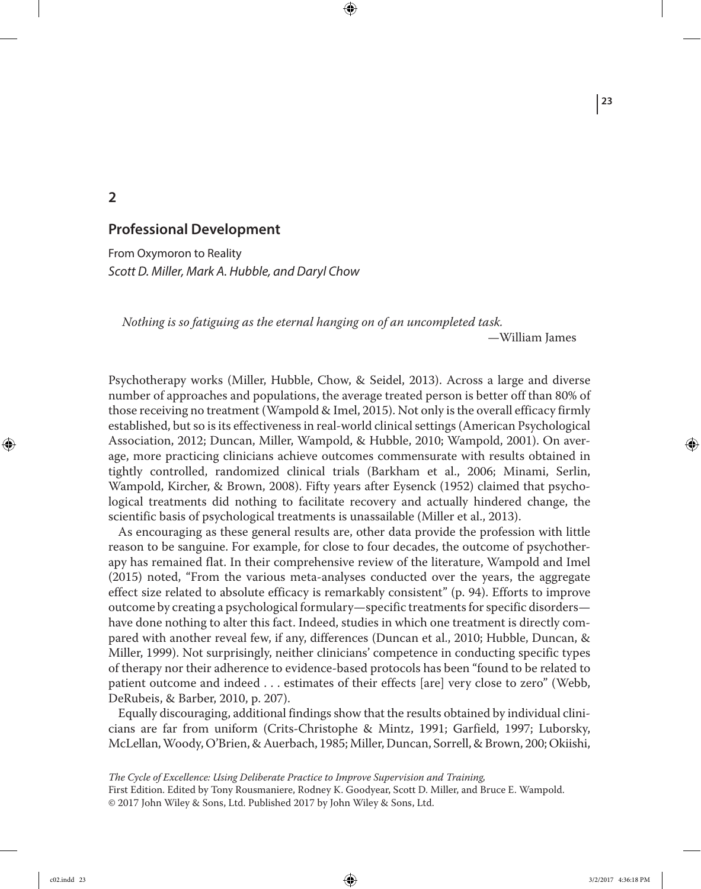# 2

## Professional Development

From Oxymoron to Reality

*Scott D. Miller, Mark A. Hubble, and Daryl Chow*

> *Nothing is so fatiguing as the eternal hanging on of an uncompleted task.*
>
> —William James

Psychotherapy works (Miller, Hubble, Chow, & Seidel, 2013). Across a large and diverse number of approaches and populations, the average treated person is better off than 80% of those receiving no treatment (Wampold & Imel, 2015). Not only is the overall efficacy firmly established, but so is its effectiveness in real-world clinical settings (American Psychological Association, 2012; Duncan, Miller, Wampold, & Hubble, 2010; Wampold, 2001). On average, more practicing clinicians achieve outcomes commensurate with results obtained in tightly controlled, randomized clinical trials (Barkham et al., 2006; Minami, Serlin, Wampold, Kircher, & Brown, 2008). Fifty years after Eysenck (1952) claimed that psychological treatments did nothing to facilitate recovery and actually hindered change, the scientific basis of psychological treatments is unassailable (Miller et al., 2013).

As encouraging as these general results are, other data provide the profession with little reason to be sanguine. For example, for close to four decades, the outcome of psychotherapy has remained flat. In their comprehensive review of the literature, Wampold and Imel (2015) noted, "From the various meta-analyses conducted over the years, the aggregate effect size related to absolute efficacy is remarkably consistent" (p. 94). Efforts to improve outcome by creating a psychological formulary—specific treatments for specific disorders—have done nothing to alter this fact. Indeed, studies in which one treatment is directly compared with another reveal few, if any, differences (Duncan et al., 2010; Hubble, Duncan, & Miller, 1999). Not surprisingly, neither clinicians' competence in conducting specific types of therapy nor their adherence to evidence-based protocols has been "found to be related to patient outcome and indeed . . . estimates of their effects [are] very close to zero" (Webb, DeRubeis, & Barber, 2010, p. 207).

Equally discouraging, additional findings show that the results obtained by individual clinicians are far from uniform (Crits-Christophe & Mintz, 1991; Garfield, 1997; Luborsky, McLellan, Woody, O'Brien, & Auerbach, 1985; Miller, Duncan, Sorrell, & Brown, 200; Okiishi,

*The Cycle of Excellence: Using Deliberate Practice to Improve Supervision and Training,* First Edition. Edited by Tony Rousmaniere, Rodney K. Goodyear, Scott D. Miller, and Bruce E. Wampold.
© 2017 John Wiley & Sons, Ltd. Published 2017 by John Wiley & Sons, Ltd.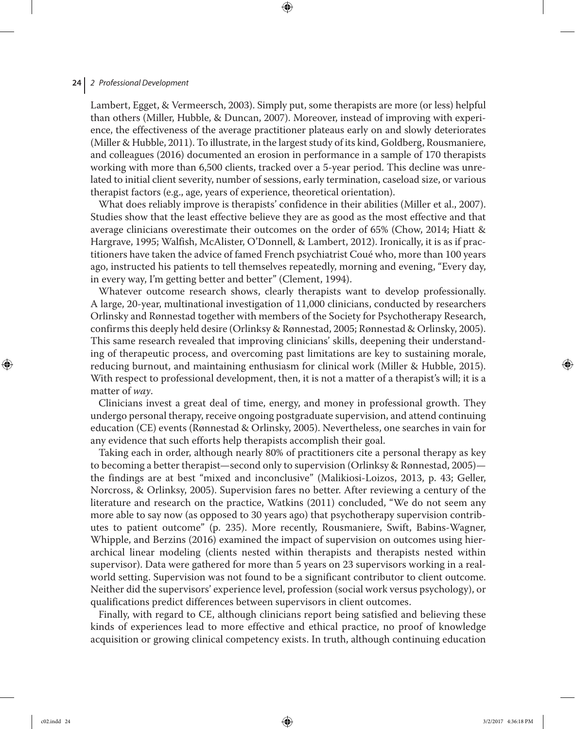Lambert, Egget, & Vermeersch, 2003). Simply put, some therapists are more (or less) helpful than others (Miller, Hubble, & Duncan, 2007). Moreover, instead of improving with experience, the effectiveness of the average practitioner plateaus early on and slowly deteriorates (Miller & Hubble, 2011). To illustrate, in the largest study of its kind, Goldberg, Rousmaniere, and colleagues (2016) documented an erosion in performance in a sample of 170 therapists working with more than 6,500 clients, tracked over a 5-year period. This decline was unrelated to initial client severity, number of sessions, early termination, caseload size, or various therapist factors (e.g., age, years of experience, theoretical orientation).

What does reliably improve is therapists' confidence in their abilities (Miller et al., 2007). Studies show that the least effective believe they are as good as the most effective and that average clinicians overestimate their outcomes on the order of 65% (Chow, 2014; Hiatt & Hargrave, 1995; Walfish, McAlister, O'Donnell, & Lambert, 2012). Ironically, it is as if practitioners have taken the advice of famed French psychiatrist Coué who, more than 100 years ago, instructed his patients to tell themselves repeatedly, morning and evening, "Every day, in every way, I'm getting better and better" (Clement, 1994).

Whatever outcome research shows, clearly therapists want to develop professionally. A large, 20-year, multinational investigation of 11,000 clinicians, conducted by researchers Orlinsky and Rønnestad together with members of the Society for Psychotherapy Research, confirms this deeply held desire (Orlinksy & Rønnestad, 2005; Rønnestad & Orlinsky, 2005). This same research revealed that improving clinicians' skills, deepening their understanding of therapeutic process, and overcoming past limitations are key to sustaining morale, reducing burnout, and maintaining enthusiasm for clinical work (Miller & Hubble, 2015). With respect to professional development, then, it is not a matter of a therapist's will; it is a matter of *way*.

Clinicians invest a great deal of time, energy, and money in professional growth. They undergo personal therapy, receive ongoing postgraduate supervision, and attend continuing education (CE) events (Rønnestad & Orlinsky, 2005). Nevertheless, one searches in vain for any evidence that such efforts help therapists accomplish their goal.

Taking each in order, although nearly 80% of practitioners cite a personal therapy as key to becoming a better therapist—second only to supervision (Orlinksy & Rønnestad, 2005)—the findings are at best "mixed and inconclusive" (Malikiosi-Loizos, 2013, p. 43; Geller, Norcross, & Orlinksy, 2005). Supervision fares no better. After reviewing a century of the literature and research on the practice, Watkins (2011) concluded, "We do not seem any more able to say now (as opposed to 30 years ago) that psychotherapy supervision contributes to patient outcome" (p. 235). More recently, Rousmaniere, Swift, Babins-Wagner, Whipple, and Berzins (2016) examined the impact of supervision on outcomes using hierarchical linear modeling (clients nested within therapists and therapists nested within supervisor). Data were gathered for more than 5 years on 23 supervisors working in a real-world setting. Supervision was not found to be a significant contributor to client outcome. Neither did the supervisors' experience level, profession (social work versus psychology), or qualifications predict differences between supervisors in client outcomes.

Finally, with regard to CE, although clinicians report being satisfied and believing these kinds of experiences lead to more effective and ethical practice, no proof of knowledge acquisition or growing clinical competency exists. In truth, although continuing education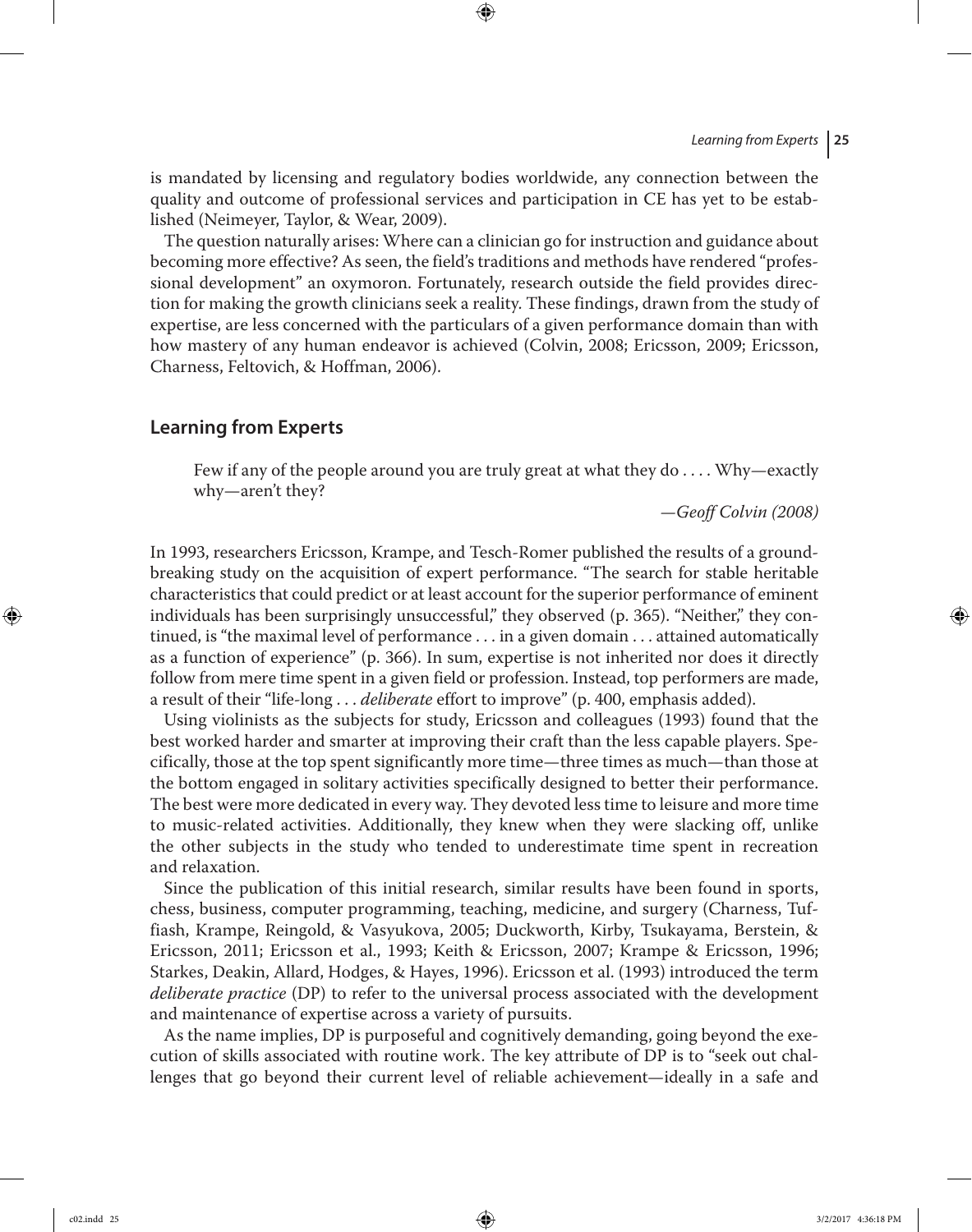is mandated by licensing and regulatory bodies worldwide, any connection between the quality and outcome of professional services and participation in CE has yet to be established (Neimeyer, Taylor, & Wear, 2009).

The question naturally arises: Where can a clinician go for instruction and guidance about becoming more effective? As seen, the field's traditions and methods have rendered "professional development" an oxymoron. Fortunately, research outside the field provides direction for making the growth clinicians seek a reality. These findings, drawn from the study of expertise, are less concerned with the particulars of a given performance domain than with how mastery of any human endeavor is achieved (Colvin, 2008; Ericsson, 2009; Ericsson, Charness, Feltovich, & Hoffman, 2006).

## Learning from Experts

> Few if any of the people around you are truly great at what they do . . . . Why—exactly why—aren't they?
>
> *—Geoff Colvin (2008)*

In 1993, researchers Ericsson, Krampe, and Tesch-Romer published the results of a groundbreaking study on the acquisition of expert performance. "The search for stable heritable characteristics that could predict or at least account for the superior performance of eminent individuals has been surprisingly unsuccessful," they observed (p. 365). "Neither," they continued, is "the maximal level of performance . . . in a given domain . . . attained automatically as a function of experience" (p. 366). In sum, expertise is not inherited nor does it directly follow from mere time spent in a given field or profession. Instead, top performers are made, a result of their "life-long . . . *deliberate* effort to improve" (p. 400, emphasis added).

Using violinists as the subjects for study, Ericsson and colleagues (1993) found that the best worked harder and smarter at improving their craft than the less capable players. Specifically, those at the top spent significantly more time—three times as much—than those at the bottom engaged in solitary activities specifically designed to better their performance. The best were more dedicated in every way. They devoted less time to leisure and more time to music-related activities. Additionally, they knew when they were slacking off, unlike the other subjects in the study who tended to underestimate time spent in recreation and relaxation.

Since the publication of this initial research, similar results have been found in sports, chess, business, computer programming, teaching, medicine, and surgery (Charness, Tuffiash, Krampe, Reingold, & Vasyukova, 2005; Duckworth, Kirby, Tsukayama, Berstein, & Ericsson, 2011; Ericsson et al., 1993; Keith & Ericsson, 2007; Krampe & Ericsson, 1996; Starkes, Deakin, Allard, Hodges, & Hayes, 1996). Ericsson et al. (1993) introduced the term *deliberate practice* (DP) to refer to the universal process associated with the development and maintenance of expertise across a variety of pursuits.

As the name implies, DP is purposeful and cognitively demanding, going beyond the execution of skills associated with routine work. The key attribute of DP is to "seek out challenges that go beyond their current level of reliable achievement—ideally in a safe and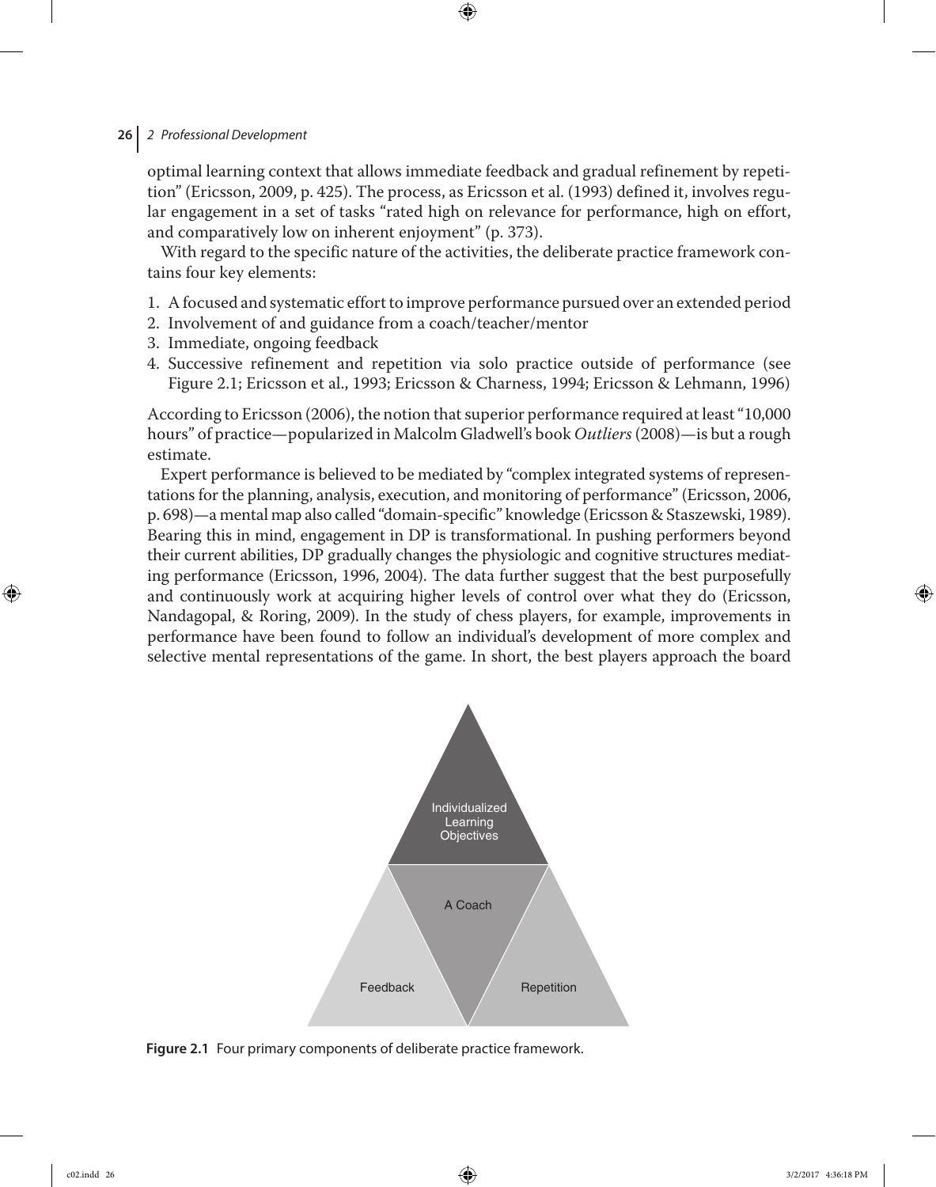optimal learning context that allows immediate feedback and gradual refinement by repetition" (Ericsson, 2009, p. 425). The process, as Ericsson et al. (1993) defined it, involves regular engagement in a set of tasks "rated high on relevance for performance, high on effort, and comparatively low on inherent enjoyment" (p. 373).

With regard to the specific nature of the activities, the deliberate practice framework contains four key elements:

1. A focused and systematic effort to improve performance pursued over an extended period
2. Involvement of and guidance from a coach/teacher/mentor
3. Immediate, ongoing feedback
4. Successive refinement and repetition via solo practice outside of performance (see Figure 2.1; Ericsson et al., 1993; Ericsson & Charness, 1994; Ericsson & Lehmann, 1996)

According to Ericsson (2006), the notion that superior performance required at least "10,000 hours" of practice—popularized in Malcolm Gladwell's book *Outliers* (2008)—is but a rough estimate.

Expert performance is believed to be mediated by "complex integrated systems of representations for the planning, analysis, execution, and monitoring of performance" (Ericsson, 2006, p. 698)—a mental map also called "domain-specific" knowledge (Ericsson & Staszewski, 1989). Bearing this in mind, engagement in DP is transformational. In pushing performers beyond their current abilities, DP gradually changes the physiologic and cognitive structures mediating performance (Ericsson, 1996, 2004). The data further suggest that the best purposefully and continuously work at acquiring higher levels of control over what they do (Ericsson, Nandagopal, & Roring, 2009). In the study of chess players, for example, improvements in performance have been found to follow an individual's development of more complex and selective mental representations of the game. In short, the best players approach the board

Individualized Learning Objectives

A Coach

Feedback

Repetition

**Figure 2.1** Four primary components of deliberate practice framework.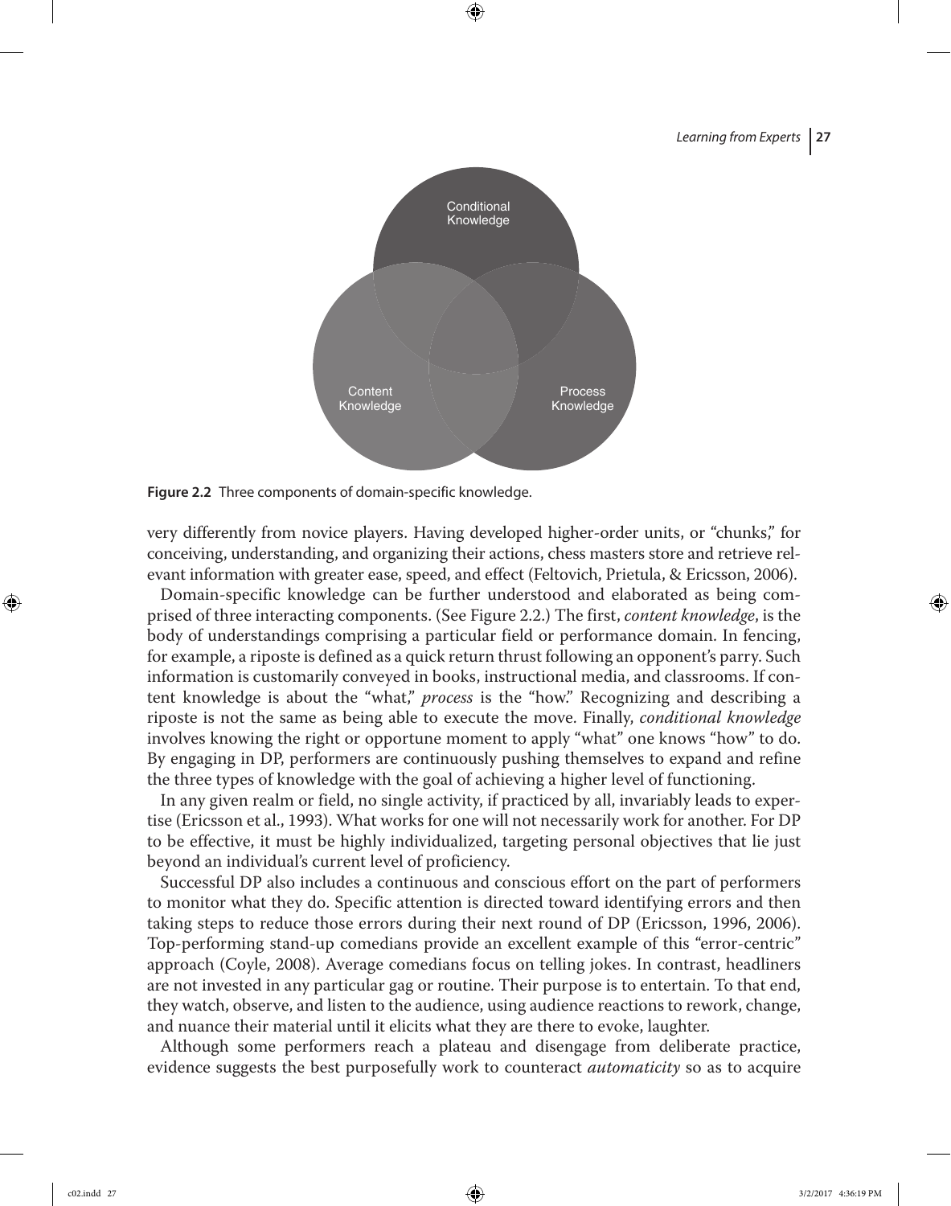Conditional Knowledge

Content Knowledge

Process Knowledge

**Figure 2.2** Three components of domain-specific knowledge.

very differently from novice players. Having developed higher-order units, or "chunks," for conceiving, understanding, and organizing their actions, chess masters store and retrieve relevant information with greater ease, speed, and effect (Feltovich, Prietula, & Ericsson, 2006).

Domain-specific knowledge can be further understood and elaborated as being comprised of three interacting components. (See Figure 2.2.) The first, *content knowledge*, is the body of understandings comprising a particular field or performance domain. In fencing, for example, a riposte is defined as a quick return thrust following an opponent's parry. Such information is customarily conveyed in books, instructional media, and classrooms. If content knowledge is about the "what," *process* is the "how." Recognizing and describing a riposte is not the same as being able to execute the move. Finally, *conditional knowledge* involves knowing the right or opportune moment to apply "what" one knows "how" to do. By engaging in DP, performers are continuously pushing themselves to expand and refine the three types of knowledge with the goal of achieving a higher level of functioning.

In any given realm or field, no single activity, if practiced by all, invariably leads to expertise (Ericsson et al., 1993). What works for one will not necessarily work for another. For DP to be effective, it must be highly individualized, targeting personal objectives that lie just beyond an individual's current level of proficiency.

Successful DP also includes a continuous and conscious effort on the part of performers to monitor what they do. Specific attention is directed toward identifying errors and then taking steps to reduce those errors during their next round of DP (Ericsson, 1996, 2006). Top-performing stand-up comedians provide an excellent example of this "error-centric" approach (Coyle, 2008). Average comedians focus on telling jokes. In contrast, headliners are not invested in any particular gag or routine. Their purpose is to entertain. To that end, they watch, observe, and listen to the audience, using audience reactions to rework, change, and nuance their material until it elicits what they are there to evoke, laughter.

Although some performers reach a plateau and disengage from deliberate practice, evidence suggests the best purposefully work to counteract *automaticity* so as to acquire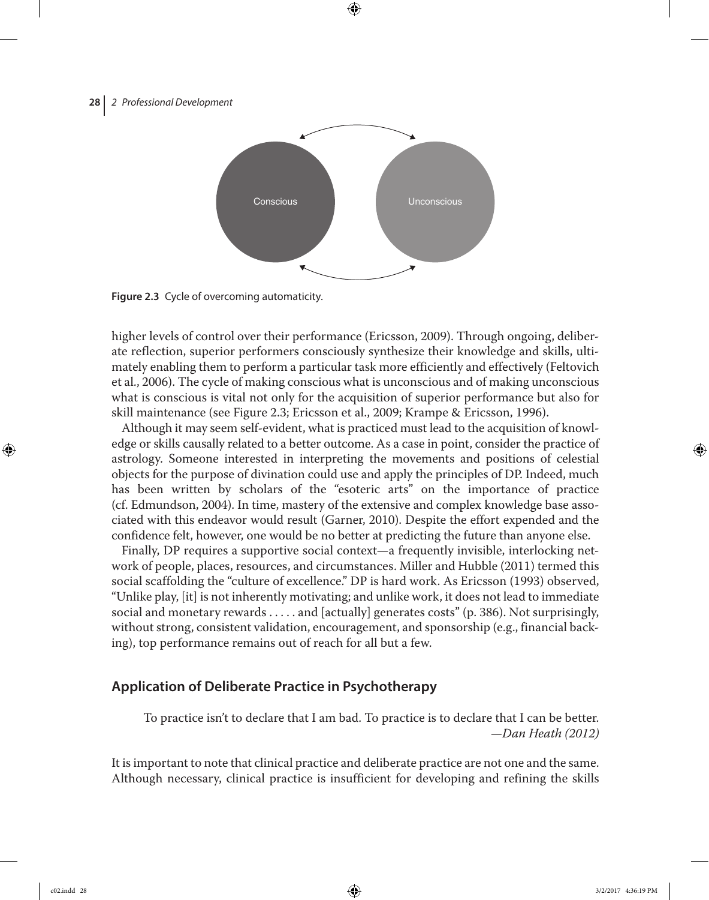Conscious

Unconscious

**Figure 2.3** Cycle of overcoming automaticity.

higher levels of control over their performance (Ericsson, 2009). Through ongoing, deliberate reflection, superior performers consciously synthesize their knowledge and skills, ultimately enabling them to perform a particular task more efficiently and effectively (Feltovich et al., 2006). The cycle of making conscious what is unconscious and of making unconscious what is conscious is vital not only for the acquisition of superior performance but also for skill maintenance (see Figure 2.3; Ericsson et al., 2009; Krampe & Ericsson, 1996).

Although it may seem self-evident, what is practiced must lead to the acquisition of knowledge or skills causally related to a better outcome. As a case in point, consider the practice of astrology. Someone interested in interpreting the movements and positions of celestial objects for the purpose of divination could use and apply the principles of DP. Indeed, much has been written by scholars of the "esoteric arts" on the importance of practice (cf. Edmundson, 2004). In time, mastery of the extensive and complex knowledge base associated with this endeavor would result (Garner, 2010). Despite the effort expended and the confidence felt, however, one would be no better at predicting the future than anyone else.

Finally, DP requires a supportive social context—a frequently invisible, interlocking network of people, places, resources, and circumstances. Miller and Hubble (2011) termed this social scaffolding the "culture of excellence." DP is hard work. As Ericsson (1993) observed, "Unlike play, [it] is not inherently motivating; and unlike work, it does not lead to immediate social and monetary rewards . . . . . and [actually] generates costs" (p. 386). Not surprisingly, without strong, consistent validation, encouragement, and sponsorship (e.g., financial backing), top performance remains out of reach for all but a few.

## Application of Deliberate Practice in Psychotherapy

> To practice isn't to declare that I am bad. To practice is to declare that I can be better.
> —*Dan Heath (2012)*

It is important to note that clinical practice and deliberate practice are not one and the same. Although necessary, clinical practice is insufficient for developing and refining the skills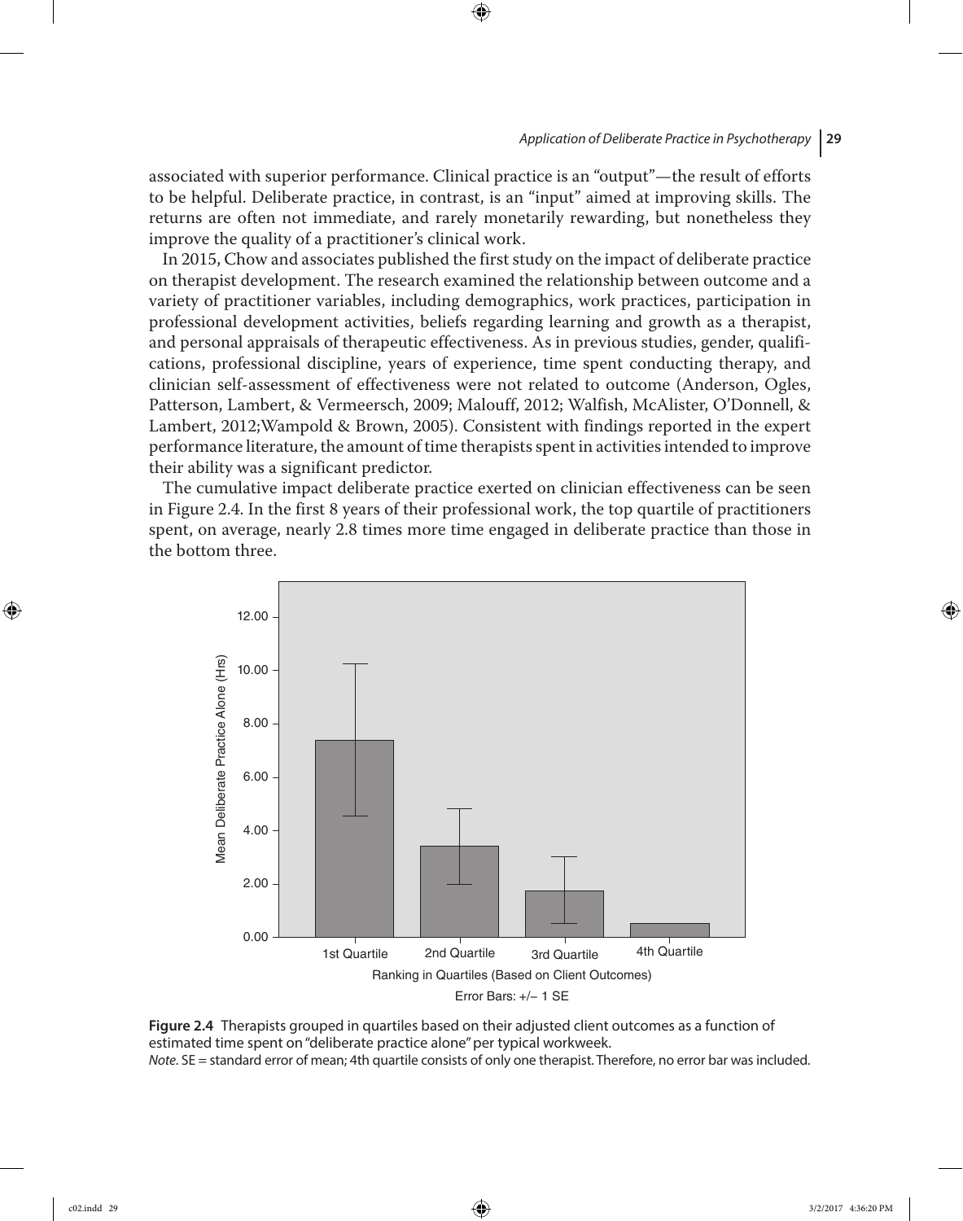associated with superior performance. Clinical practice is an "output"—the result of efforts to be helpful. Deliberate practice, in contrast, is an "input" aimed at improving skills. The returns are often not immediate, and rarely monetarily rewarding, but nonetheless they improve the quality of a practitioner's clinical work.

In 2015, Chow and associates published the first study on the impact of deliberate practice on therapist development. The research examined the relationship between outcome and a variety of practitioner variables, including demographics, work practices, participation in professional development activities, beliefs regarding learning and growth as a therapist, and personal appraisals of therapeutic effectiveness. As in previous studies, gender, qualifications, professional discipline, years of experience, time spent conducting therapy, and clinician self-assessment of effectiveness were not related to outcome (Anderson, Ogles, Patterson, Lambert, & Vermeersch, 2009; Malouff, 2012; Walfish, McAlister, O'Donnell, & Lambert, 2012; Wampold & Brown, 2005). Consistent with findings reported in the expert performance literature, the amount of time therapists spent in activities intended to improve their ability was a significant predictor.

The cumulative impact deliberate practice exerted on clinician effectiveness can be seen in Figure 2.4. In the first 8 years of their professional work, the top quartile of practitioners spent, on average, nearly 2.8 times more time engaged in deliberate practice than those in the bottom three.

**Figure 2.4** Therapists grouped in quartiles based on their adjusted client outcomes as a function of estimated time spent on "deliberate practice alone" per typical workweek.
*Note*. SE = standard error of mean; 4th quartile consists of only one therapist. Therefore, no error bar was included.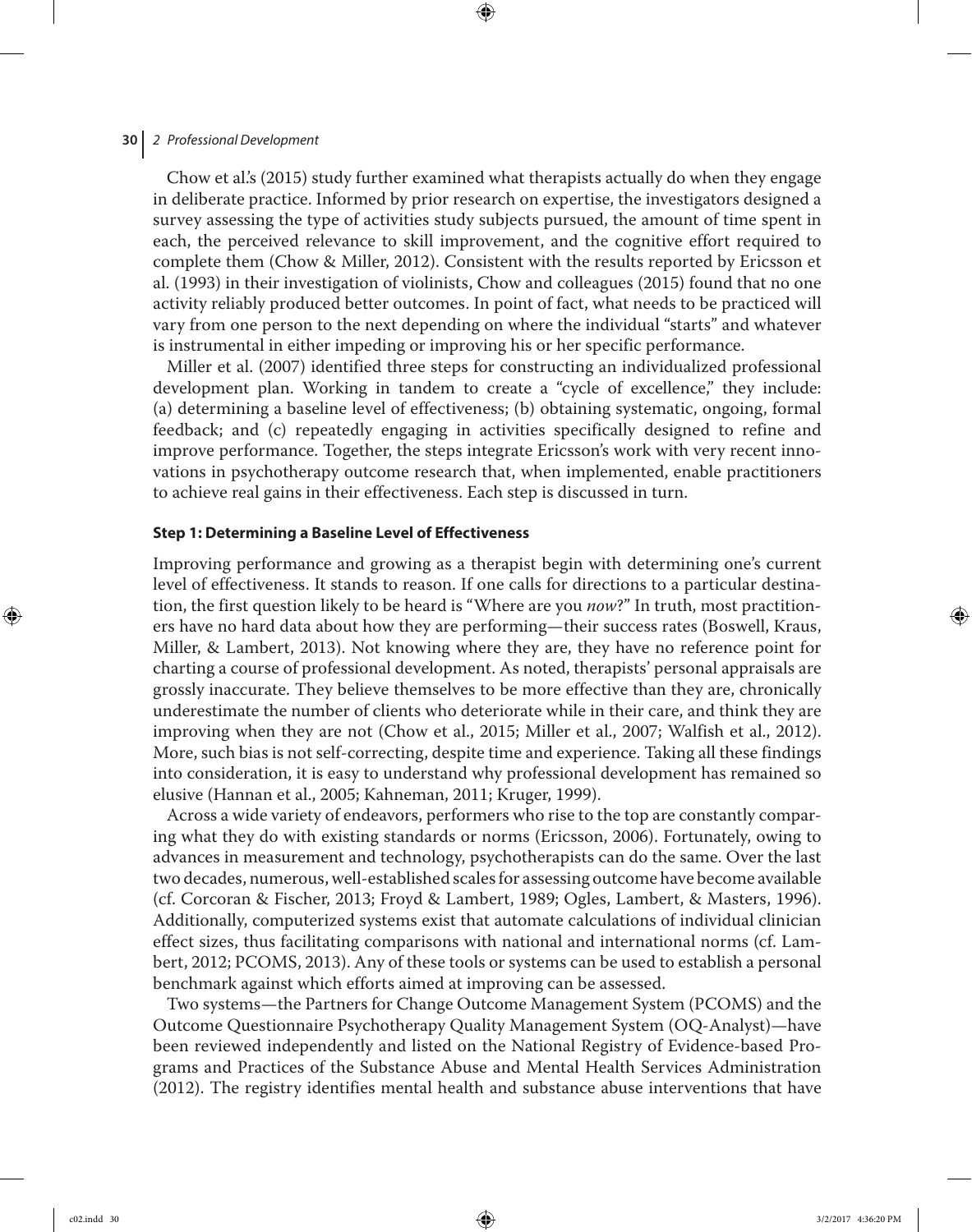Chow et al.'s (2015) study further examined what therapists actually do when they engage in deliberate practice. Informed by prior research on expertise, the investigators designed a survey assessing the type of activities study subjects pursued, the amount of time spent in each, the perceived relevance to skill improvement, and the cognitive effort required to complete them (Chow & Miller, 2012). Consistent with the results reported by Ericsson et al. (1993) in their investigation of violinists, Chow and colleagues (2015) found that no one activity reliably produced better outcomes. In point of fact, what needs to be practiced will vary from one person to the next depending on where the individual "starts" and whatever is instrumental in either impeding or improving his or her specific performance.

Miller et al. (2007) identified three steps for constructing an individualized professional development plan. Working in tandem to create a "cycle of excellence," they include: (a) determining a baseline level of effectiveness; (b) obtaining systematic, ongoing, formal feedback; and (c) repeatedly engaging in activities specifically designed to refine and improve performance. Together, the steps integrate Ericsson's work with very recent innovations in psychotherapy outcome research that, when implemented, enable practitioners to achieve real gains in their effectiveness. Each step is discussed in turn.

### Step 1: Determining a Baseline Level of Effectiveness

Improving performance and growing as a therapist begin with determining one's current level of effectiveness. It stands to reason. If one calls for directions to a particular destination, the first question likely to be heard is "Where are you *now*?" In truth, most practitioners have no hard data about how they are performing—their success rates (Boswell, Kraus, Miller, & Lambert, 2013). Not knowing where they are, they have no reference point for charting a course of professional development. As noted, therapists' personal appraisals are grossly inaccurate. They believe themselves to be more effective than they are, chronically underestimate the number of clients who deteriorate while in their care, and think they are improving when they are not (Chow et al., 2015; Miller et al., 2007; Walfish et al., 2012). More, such bias is not self-correcting, despite time and experience. Taking all these findings into consideration, it is easy to understand why professional development has remained so elusive (Hannan et al., 2005; Kahneman, 2011; Kruger, 1999).

Across a wide variety of endeavors, performers who rise to the top are constantly comparing what they do with existing standards or norms (Ericsson, 2006). Fortunately, owing to advances in measurement and technology, psychotherapists can do the same. Over the last two decades, numerous, well-established scales for assessing outcome have become available (cf. Corcoran & Fischer, 2013; Froyd & Lambert, 1989; Ogles, Lambert, & Masters, 1996). Additionally, computerized systems exist that automate calculations of individual clinician effect sizes, thus facilitating comparisons with national and international norms (cf. Lambert, 2012; PCOMS, 2013). Any of these tools or systems can be used to establish a personal benchmark against which efforts aimed at improving can be assessed.

Two systems—the Partners for Change Outcome Management System (PCOMS) and the Outcome Questionnaire Psychotherapy Quality Management System (OQ-Analyst)—have been reviewed independently and listed on the National Registry of Evidence-based Programs and Practices of the Substance Abuse and Mental Health Services Administration (2012). The registry identifies mental health and substance abuse interventions that have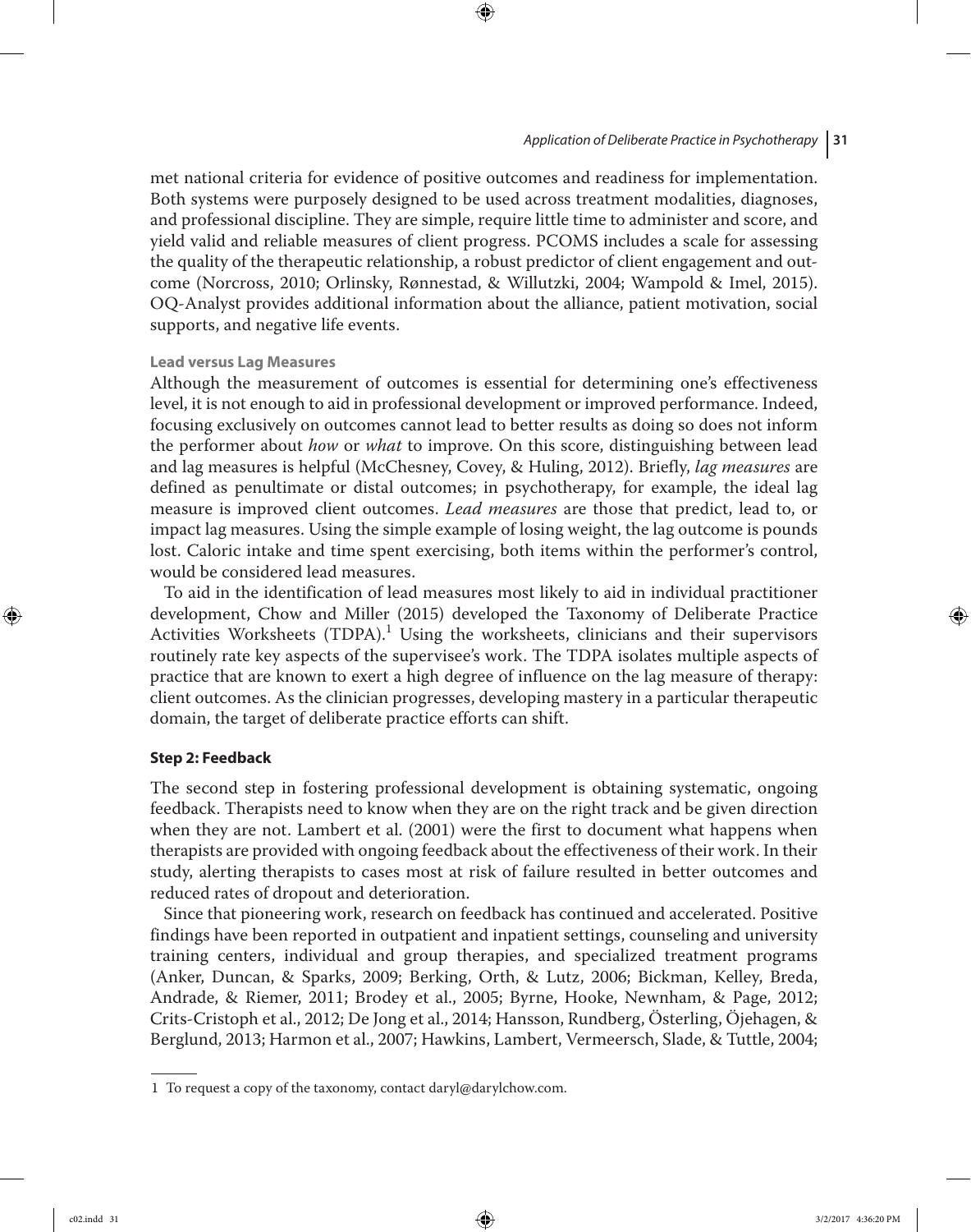met national criteria for evidence of positive outcomes and readiness for implementation. Both systems were purposely designed to be used across treatment modalities, diagnoses, and professional discipline. They are simple, require little time to administer and score, and yield valid and reliable measures of client progress. PCOMS includes a scale for assessing the quality of the therapeutic relationship, a robust predictor of client engagement and outcome (Norcross, 2010; Orlinsky, Rønnestad, & Willutzki, 2004; Wampold & Imel, 2015). OQ‐Analyst provides additional information about the alliance, patient motivation, social supports, and negative life events.

#### Lead versus Lag Measures

Although the measurement of outcomes is essential for determining one's effectiveness level, it is not enough to aid in professional development or improved performance. Indeed, focusing exclusively on outcomes cannot lead to better results as doing so does not inform the performer about *how* or *what* to improve. On this score, distinguishing between lead and lag measures is helpful (McChesney, Covey, & Huling, 2012). Briefly, *lag measures* are defined as penultimate or distal outcomes; in psychotherapy, for example, the ideal lag measure is improved client outcomes. *Lead measures* are those that predict, lead to, or impact lag measures. Using the simple example of losing weight, the lag outcome is pounds lost. Caloric intake and time spent exercising, both items within the performer's control, would be considered lead measures.

To aid in the identification of lead measures most likely to aid in individual practitioner development, Chow and Miller (2015) developed the Taxonomy of Deliberate Practice Activities Worksheets (TDPA).[1] Using the worksheets, clinicians and their supervisors routinely rate key aspects of the supervisee's work. The TDPA isolates multiple aspects of practice that are known to exert a high degree of influence on the lag measure of therapy: client outcomes. As the clinician progresses, developing mastery in a particular therapeutic domain, the target of deliberate practice efforts can shift.

### Step 2: Feedback

The second step in fostering professional development is obtaining systematic, ongoing feedback. Therapists need to know when they are on the right track and be given direction when they are not. Lambert et al. (2001) were the first to document what happens when therapists are provided with ongoing feedback about the effectiveness of their work. In their study, alerting therapists to cases most at risk of failure resulted in better outcomes and reduced rates of dropout and deterioration.

Since that pioneering work, research on feedback has continued and accelerated. Positive findings have been reported in outpatient and inpatient settings, counseling and university training centers, individual and group therapies, and specialized treatment programs (Anker, Duncan, & Sparks, 2009; Berking, Orth, & Lutz, 2006; Bickman, Kelley, Breda, Andrade, & Riemer, 2011; Brodey et al., 2005; Byrne, Hooke, Newnham, & Page, 2012; Crits‐Cristoph et al., 2012; De Jong et al., 2014; Hansson, Rundberg, Österling, Öjehagen, & Berglund, 2013; Harmon et al., 2007; Hawkins, Lambert, Vermeersch, Slade, & Tuttle, 2004;

[1] To request a copy of the taxonomy, contact daryl@darylchow.com.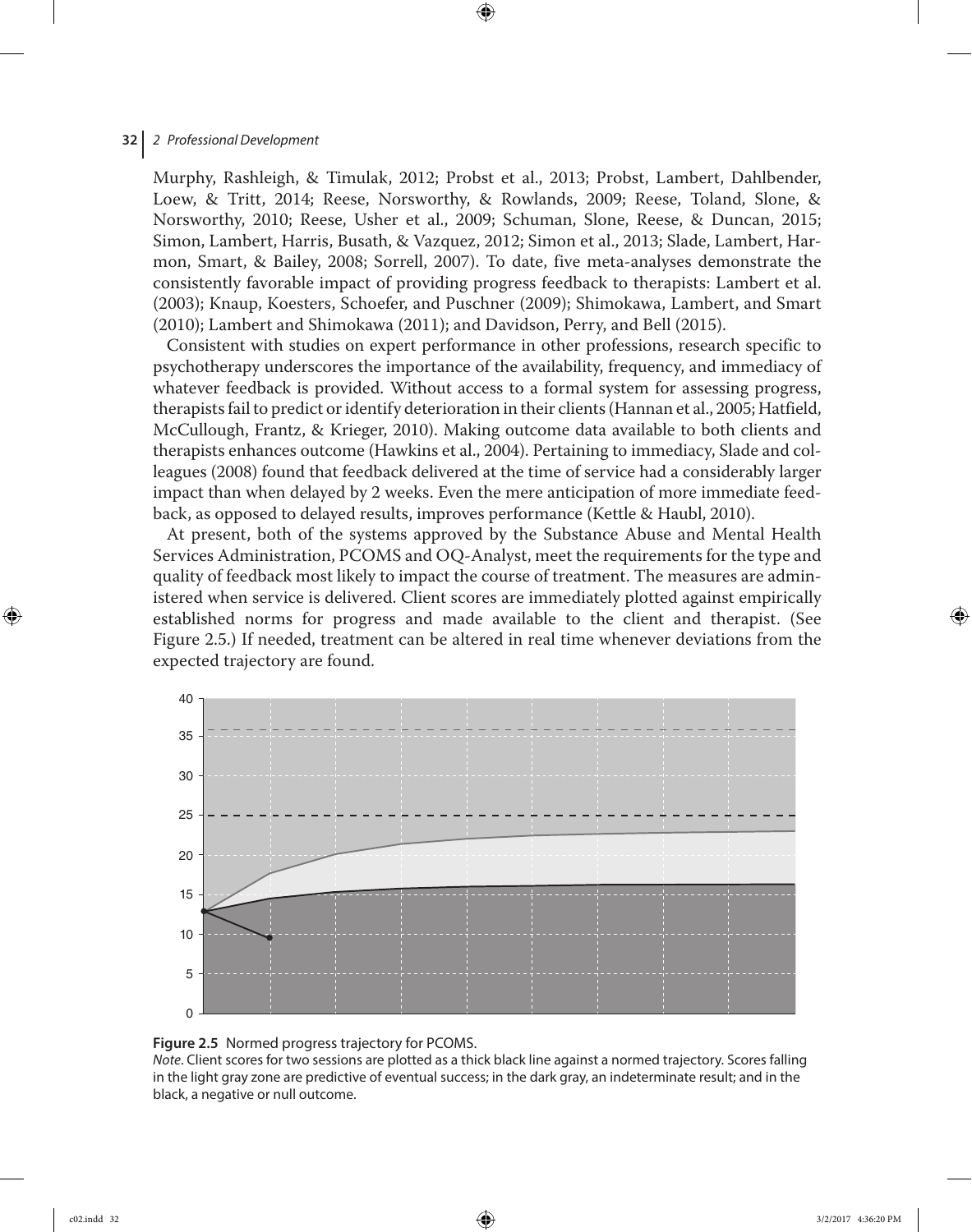Murphy, Rashleigh, & Timulak, 2012; Probst et al., 2013; Probst, Lambert, Dahlbender, Loew, & Tritt, 2014; Reese, Norsworthy, & Rowlands, 2009; Reese, Toland, Slone, & Norsworthy, 2010; Reese, Usher et al., 2009; Schuman, Slone, Reese, & Duncan, 2015; Simon, Lambert, Harris, Busath, & Vazquez, 2012; Simon et al., 2013; Slade, Lambert, Harmon, Smart, & Bailey, 2008; Sorrell, 2007). To date, five meta-analyses demonstrate the consistently favorable impact of providing progress feedback to therapists: Lambert et al. (2003); Knaup, Koesters, Schoefer, and Puschner (2009); Shimokawa, Lambert, and Smart (2010); Lambert and Shimokawa (2011); and Davidson, Perry, and Bell (2015).

Consistent with studies on expert performance in other professions, research specific to psychotherapy underscores the importance of the availability, frequency, and immediacy of whatever feedback is provided. Without access to a formal system for assessing progress, therapists fail to predict or identify deterioration in their clients (Hannan et al., 2005; Hatfield, McCullough, Frantz, & Krieger, 2010). Making outcome data available to both clients and therapists enhances outcome (Hawkins et al., 2004). Pertaining to immediacy, Slade and colleagues (2008) found that feedback delivered at the time of service had a considerably larger impact than when delayed by 2 weeks. Even the mere anticipation of more immediate feedback, as opposed to delayed results, improves performance (Kettle & Haubl, 2010).

At present, both of the systems approved by the Substance Abuse and Mental Health Services Administration, PCOMS and OQ-Analyst, meet the requirements for the type and quality of feedback most likely to impact the course of treatment. The measures are administered when service is delivered. Client scores are immediately plotted against empirically established norms for progress and made available to the client and therapist. (See Figure 2.5.) If needed, treatment can be altered in real time whenever deviations from the expected trajectory are found.

**Figure 2.5** Normed progress trajectory for PCOMS.

*Note*. Client scores for two sessions are plotted as a thick black line against a normed trajectory. Scores falling in the light gray zone are predictive of eventual success; in the dark gray, an indeterminate result; and in the black, a negative or null outcome.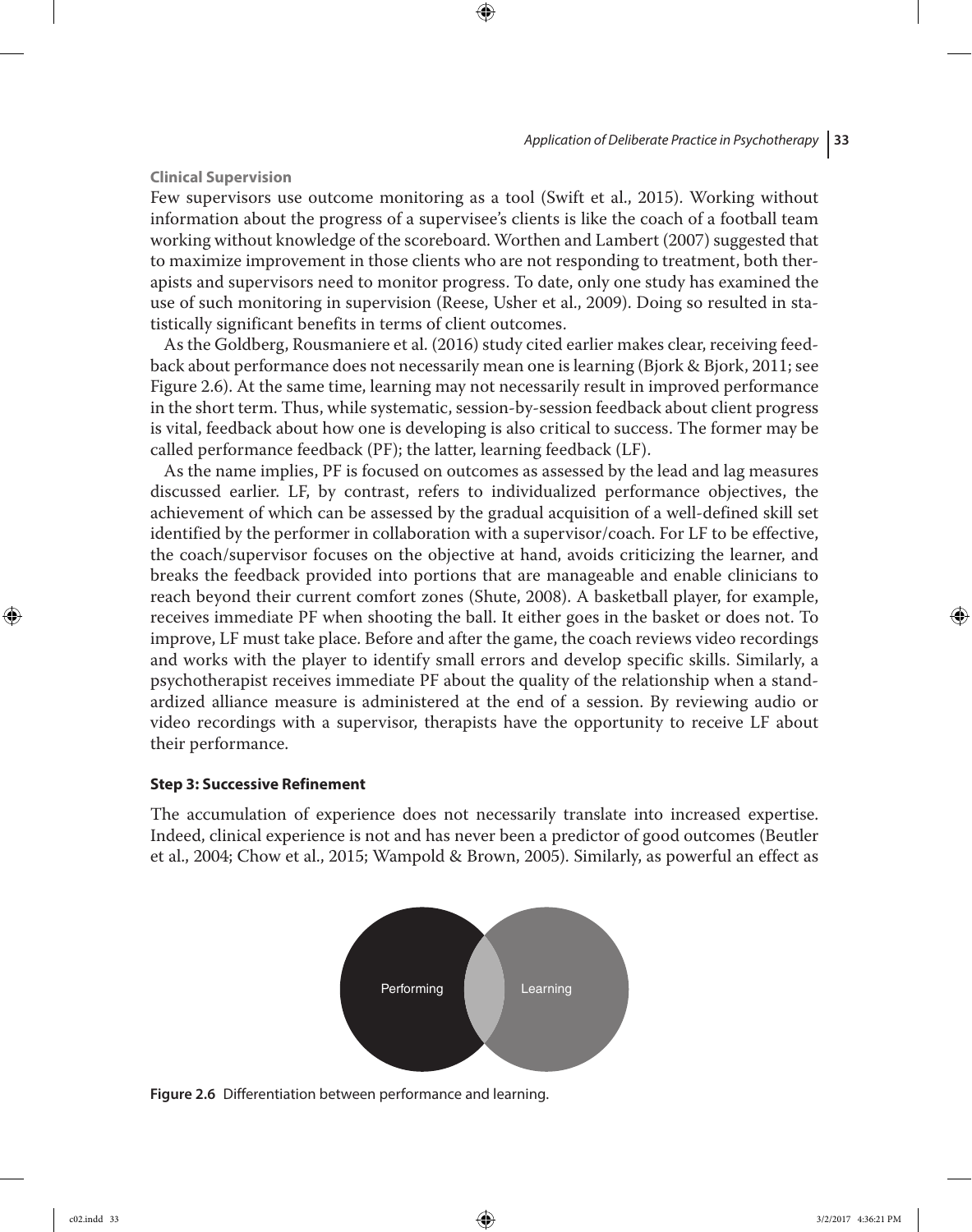**Clinical Supervision**

Few supervisors use outcome monitoring as a tool (Swift et al., 2015). Working without information about the progress of a supervisee's clients is like the coach of a football team working without knowledge of the scoreboard. Worthen and Lambert (2007) suggested that to maximize improvement in those clients who are not responding to treatment, both therapists and supervisors need to monitor progress. To date, only one study has examined the use of such monitoring in supervision (Reese, Usher et al., 2009). Doing so resulted in statistically significant benefits in terms of client outcomes.

As the Goldberg, Rousmaniere et al. (2016) study cited earlier makes clear, receiving feedback about performance does not necessarily mean one is learning (Bjork & Bjork, 2011; see Figure 2.6). At the same time, learning may not necessarily result in improved performance in the short term. Thus, while systematic, session-by-session feedback about client progress is vital, feedback about how one is developing is also critical to success. The former may be called performance feedback (PF); the latter, learning feedback (LF).

As the name implies, PF is focused on outcomes as assessed by the lead and lag measures discussed earlier. LF, by contrast, refers to individualized performance objectives, the achievement of which can be assessed by the gradual acquisition of a well-defined skill set identified by the performer in collaboration with a supervisor/coach. For LF to be effective, the coach/supervisor focuses on the objective at hand, avoids criticizing the learner, and breaks the feedback provided into portions that are manageable and enable clinicians to reach beyond their current comfort zones (Shute, 2008). A basketball player, for example, receives immediate PF when shooting the ball. It either goes in the basket or does not. To improve, LF must take place. Before and after the game, the coach reviews video recordings and works with the player to identify small errors and develop specific skills. Similarly, a psychotherapist receives immediate PF about the quality of the relationship when a standardized alliance measure is administered at the end of a session. By reviewing audio or video recordings with a supervisor, therapists have the opportunity to receive LF about their performance.

**Step 3: Successive Refinement**

The accumulation of experience does not necessarily translate into increased expertise. Indeed, clinical experience is not and has never been a predictor of good outcomes (Beutler et al., 2004; Chow et al., 2015; Wampold & Brown, 2005). Similarly, as powerful an effect as

Performing

Learning

**Figure 2.6** Differentiation between performance and learning.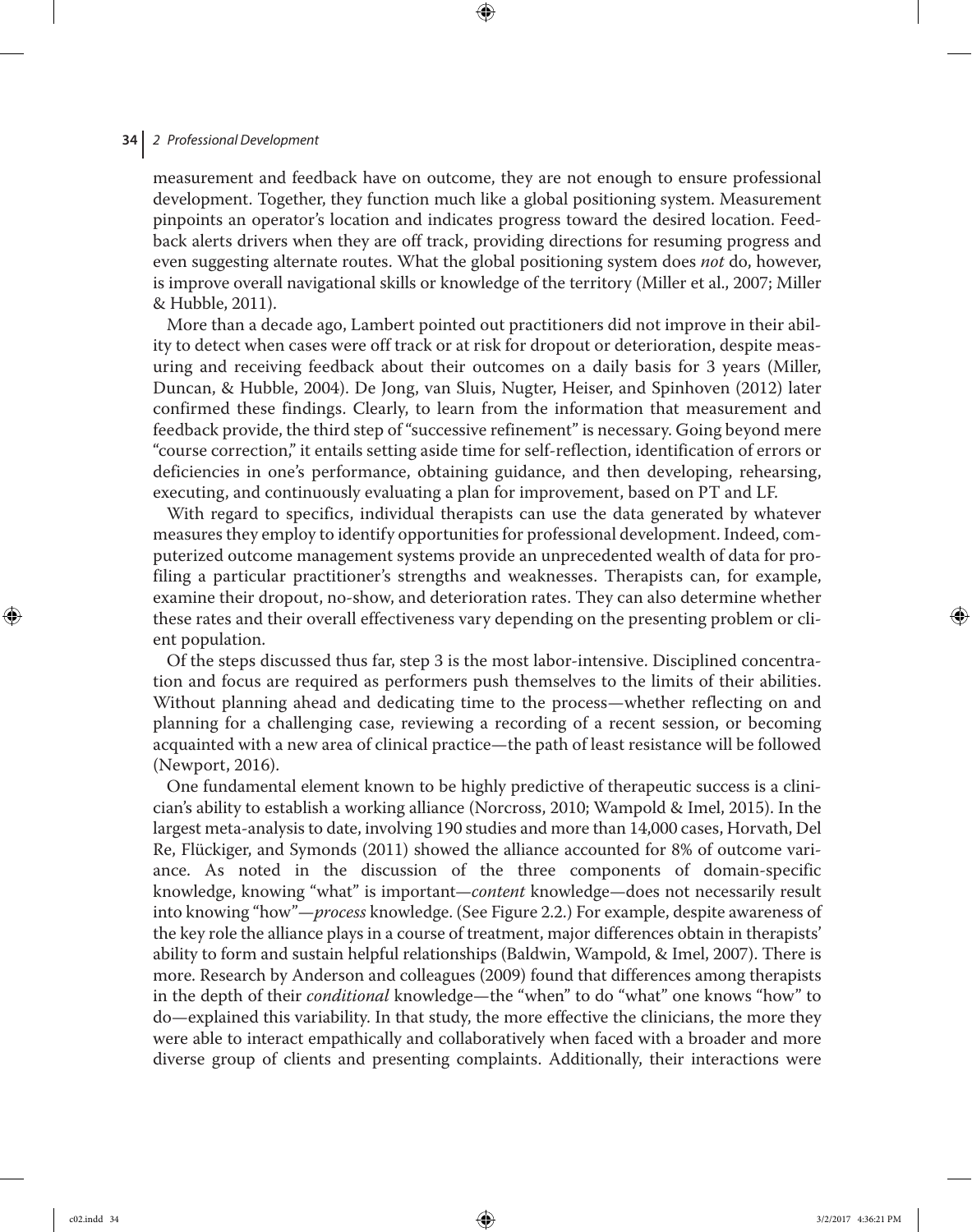measurement and feedback have on outcome, they are not enough to ensure professional development. Together, they function much like a global positioning system. Measurement pinpoints an operator's location and indicates progress toward the desired location. Feedback alerts drivers when they are off track, providing directions for resuming progress and even suggesting alternate routes. What the global positioning system does *not* do, however, is improve overall navigational skills or knowledge of the territory (Miller et al., 2007; Miller & Hubble, 2011).

More than a decade ago, Lambert pointed out practitioners did not improve in their ability to detect when cases were off track or at risk for dropout or deterioration, despite measuring and receiving feedback about their outcomes on a daily basis for 3 years (Miller, Duncan, & Hubble, 2004). De Jong, van Sluis, Nugter, Heiser, and Spinhoven (2012) later confirmed these findings. Clearly, to learn from the information that measurement and feedback provide, the third step of "successive refinement" is necessary. Going beyond mere "course correction," it entails setting aside time for self-reflection, identification of errors or deficiencies in one's performance, obtaining guidance, and then developing, rehearsing, executing, and continuously evaluating a plan for improvement, based on PT and LF.

With regard to specifics, individual therapists can use the data generated by whatever measures they employ to identify opportunities for professional development. Indeed, computerized outcome management systems provide an unprecedented wealth of data for profiling a particular practitioner's strengths and weaknesses. Therapists can, for example, examine their dropout, no-show, and deterioration rates. They can also determine whether these rates and their overall effectiveness vary depending on the presenting problem or client population.

Of the steps discussed thus far, step 3 is the most labor-intensive. Disciplined concentration and focus are required as performers push themselves to the limits of their abilities. Without planning ahead and dedicating time to the process—whether reflecting on and planning for a challenging case, reviewing a recording of a recent session, or becoming acquainted with a new area of clinical practice—the path of least resistance will be followed (Newport, 2016).

One fundamental element known to be highly predictive of therapeutic success is a clinician's ability to establish a working alliance (Norcross, 2010; Wampold & Imel, 2015). In the largest meta-analysis to date, involving 190 studies and more than 14,000 cases, Horvath, Del Re, Flückiger, and Symonds (2011) showed the alliance accounted for 8% of outcome variance. As noted in the discussion of the three components of domain-specific knowledge, knowing "what" is important—*content* knowledge—does not necessarily result into knowing "how"—*process* knowledge. (See Figure 2.2.) For example, despite awareness of the key role the alliance plays in a course of treatment, major differences obtain in therapists' ability to form and sustain helpful relationships (Baldwin, Wampold, & Imel, 2007). There is more. Research by Anderson and colleagues (2009) found that differences among therapists in the depth of their *conditional* knowledge—the "when" to do "what" one knows "how" to do—explained this variability. In that study, the more effective the clinicians, the more they were able to interact empathically and collaboratively when faced with a broader and more diverse group of clients and presenting complaints. Additionally, their interactions were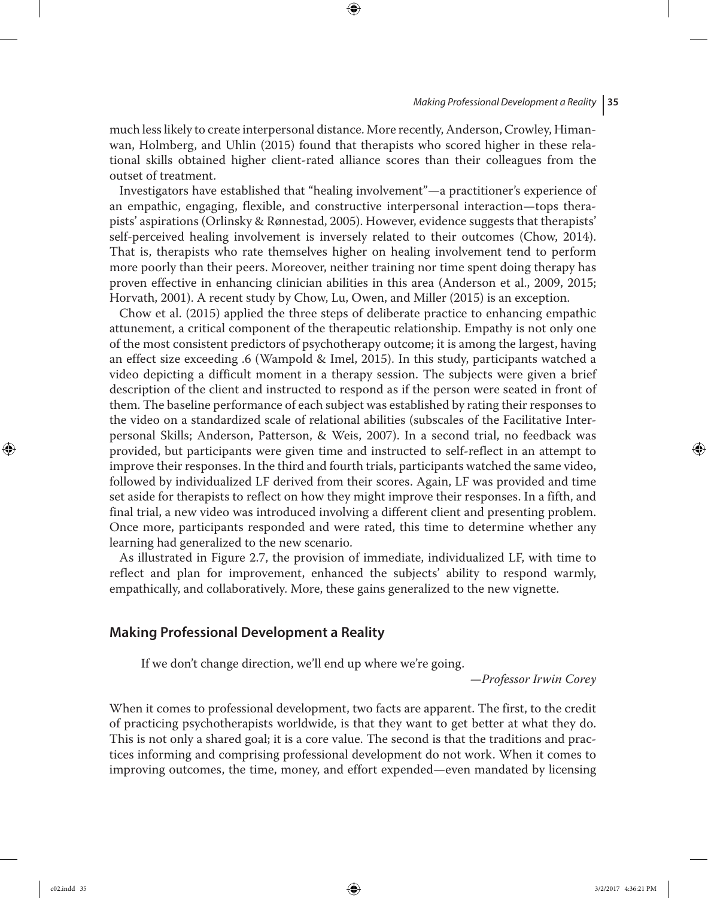much less likely to create interpersonal distance. More recently, Anderson, Crowley, Himanwan, Holmberg, and Uhlin (2015) found that therapists who scored higher in these relational skills obtained higher client-rated alliance scores than their colleagues from the outset of treatment.

Investigators have established that "healing involvement"—a practitioner's experience of an empathic, engaging, flexible, and constructive interpersonal interaction—tops therapists' aspirations (Orlinsky & Rønnestad, 2005). However, evidence suggests that therapists' self-perceived healing involvement is inversely related to their outcomes (Chow, 2014). That is, therapists who rate themselves higher on healing involvement tend to perform more poorly than their peers. Moreover, neither training nor time spent doing therapy has proven effective in enhancing clinician abilities in this area (Anderson et al., 2009, 2015; Horvath, 2001). A recent study by Chow, Lu, Owen, and Miller (2015) is an exception.

Chow et al. (2015) applied the three steps of deliberate practice to enhancing empathic attunement, a critical component of the therapeutic relationship. Empathy is not only one of the most consistent predictors of psychotherapy outcome; it is among the largest, having an effect size exceeding .6 (Wampold & Imel, 2015). In this study, participants watched a video depicting a difficult moment in a therapy session. The subjects were given a brief description of the client and instructed to respond as if the person were seated in front of them. The baseline performance of each subject was established by rating their responses to the video on a standardized scale of relational abilities (subscales of the Facilitative Interpersonal Skills; Anderson, Patterson, & Weis, 2007). In a second trial, no feedback was provided, but participants were given time and instructed to self-reflect in an attempt to improve their responses. In the third and fourth trials, participants watched the same video, followed by individualized LF derived from their scores. Again, LF was provided and time set aside for therapists to reflect on how they might improve their responses. In a fifth, and final trial, a new video was introduced involving a different client and presenting problem. Once more, participants responded and were rated, this time to determine whether any learning had generalized to the new scenario.

As illustrated in Figure 2.7, the provision of immediate, individualized LF, with time to reflect and plan for improvement, enhanced the subjects' ability to respond warmly, empathically, and collaboratively. More, these gains generalized to the new vignette.

## Making Professional Development a Reality

> If we don't change direction, we'll end up where we're going.
>
> —*Professor Irwin Corey*

When it comes to professional development, two facts are apparent. The first, to the credit of practicing psychotherapists worldwide, is that they want to get better at what they do. This is not only a shared goal; it is a core value. The second is that the traditions and practices informing and comprising professional development do not work. When it comes to improving outcomes, the time, money, and effort expended—even mandated by licensing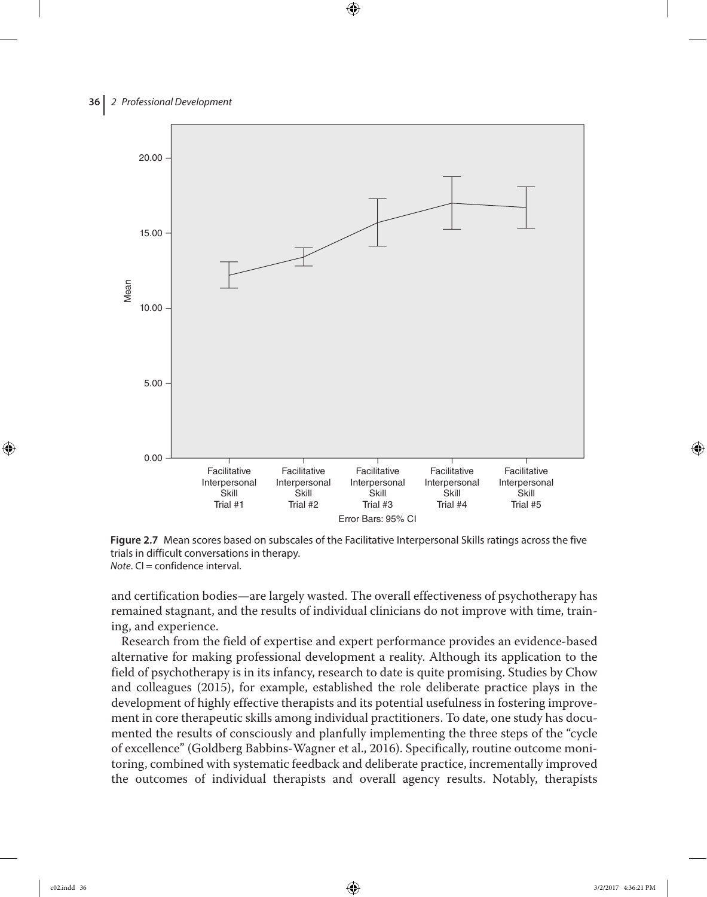**Figure 2.7** Mean scores based on subscales of the Facilitative Interpersonal Skills ratings across the five trials in difficult conversations in therapy.
*Note*. CI = confidence interval.

and certification bodies—are largely wasted. The overall effectiveness of psychotherapy has remained stagnant, and the results of individual clinicians do not improve with time, training, and experience.

Research from the field of expertise and expert performance provides an evidence-based alternative for making professional development a reality. Although its application to the field of psychotherapy is in its infancy, research to date is quite promising. Studies by Chow and colleagues (2015), for example, established the role deliberate practice plays in the development of highly effective therapists and its potential usefulness in fostering improvement in core therapeutic skills among individual practitioners. To date, one study has documented the results of consciously and planfully implementing the three steps of the "cycle of excellence" (Goldberg Babbins-Wagner et al., 2016). Specifically, routine outcome monitoring, combined with systematic feedback and deliberate practice, incrementally improved the outcomes of individual therapists and overall agency results. Notably, therapists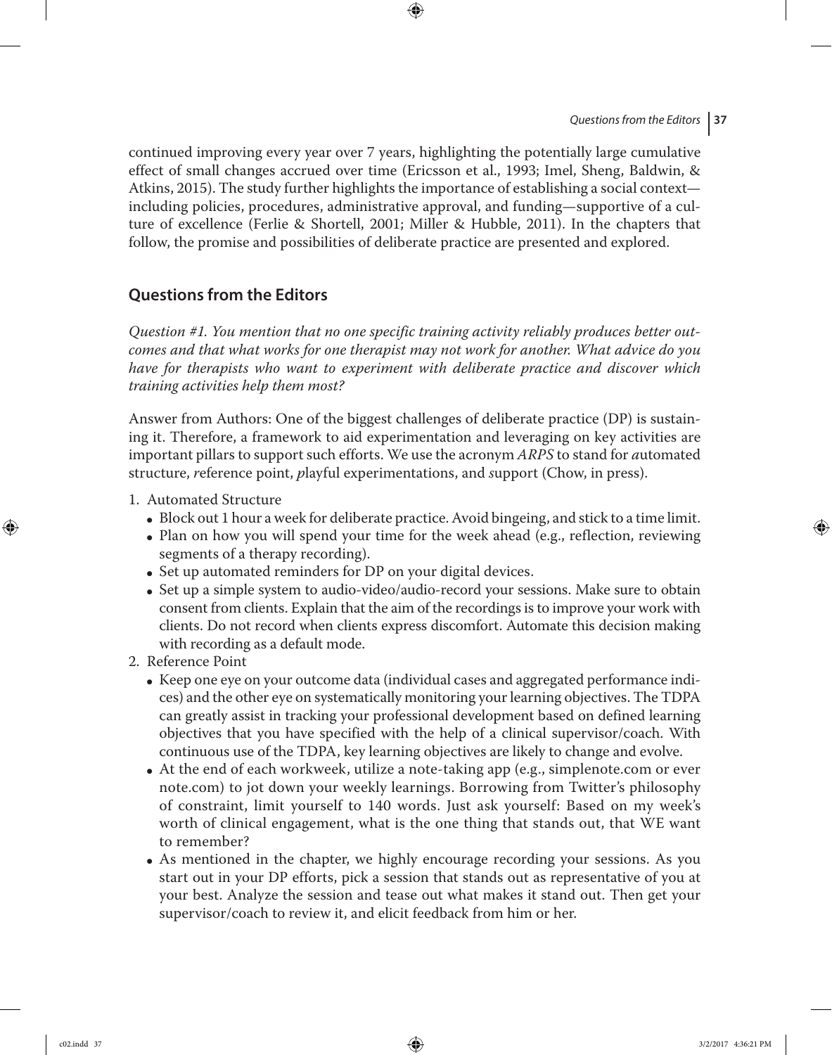continued improving every year over 7 years, highlighting the potentially large cumulative effect of small changes accrued over time (Ericsson et al., 1993; Imel, Sheng, Baldwin, & Atkins, 2015). The study further highlights the importance of establishing a social context—including policies, procedures, administrative approval, and funding—supportive of a culture of excellence (Ferlie & Shortell, 2001; Miller & Hubble, 2011). In the chapters that follow, the promise and possibilities of deliberate practice are presented and explored.

## Questions from the Editors

*Question #1. You mention that no one specific training activity reliably produces better outcomes and that what works for one therapist may not work for another. What advice do you have for therapists who want to experiment with deliberate practice and discover which training activities help them most?*

Answer from Authors: One of the biggest challenges of deliberate practice (DP) is sustaining it. Therefore, a framework to aid experimentation and leveraging on key activities are important pillars to support such efforts. We use the acronym *ARPS* to stand for *a*utomated structure, *r*eference point, *p*layful experimentations, and *s*upport (Chow, in press).

1. Automated Structure
   - Block out 1 hour a week for deliberate practice. Avoid bingeing, and stick to a time limit.
   - Plan on how you will spend your time for the week ahead (e.g., reflection, reviewing segments of a therapy recording).
   - Set up automated reminders for DP on your digital devices.
   - Set up a simple system to audio-video/audio-record your sessions. Make sure to obtain consent from clients. Explain that the aim of the recordings is to improve your work with clients. Do not record when clients express discomfort. Automate this decision making with recording as a default mode.
2. Reference Point
   - Keep one eye on your outcome data (individual cases and aggregated performance indices) and the other eye on systematically monitoring your learning objectives. The TDPA can greatly assist in tracking your professional development based on defined learning objectives that you have specified with the help of a clinical supervisor/coach. With continuous use of the TDPA, key learning objectives are likely to change and evolve.
   - At the end of each workweek, utilize a note-taking app (e.g., simplenote.com or evernote.com) to jot down your weekly learnings. Borrowing from Twitter's philosophy of constraint, limit yourself to 140 words. Just ask yourself: Based on my week's worth of clinical engagement, what is the one thing that stands out, that WE want to remember?
   - As mentioned in the chapter, we highly encourage recording your sessions. As you start out in your DP efforts, pick a session that stands out as representative of you at your best. Analyze the session and tease out what makes it stand out. Then get your supervisor/coach to review it, and elicit feedback from him or her.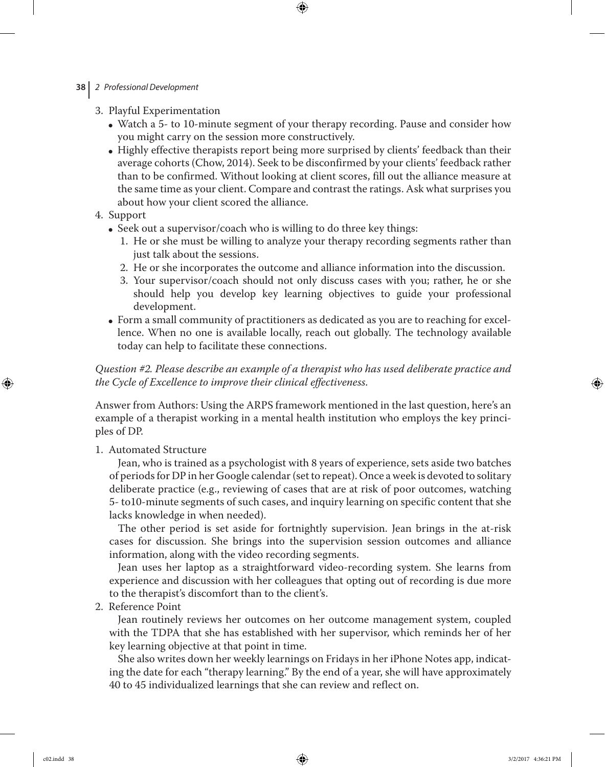3. Playful Experimentation
   - Watch a 5- to 10-minute segment of your therapy recording. Pause and consider how you might carry on the session more constructively.
   - Highly effective therapists report being more surprised by clients' feedback than their average cohorts (Chow, 2014). Seek to be disconfirmed by your clients' feedback rather than to be confirmed. Without looking at client scores, fill out the alliance measure at the same time as your client. Compare and contrast the ratings. Ask what surprises you about how your client scored the alliance.
4. Support
   - Seek out a supervisor/coach who is willing to do three key things:
     1. He or she must be willing to analyze your therapy recording segments rather than just talk about the sessions.
     2. He or she incorporates the outcome and alliance information into the discussion.
     3. Your supervisor/coach should not only discuss cases with you; rather, he or she should help you develop key learning objectives to guide your professional development.
   - Form a small community of practitioners as dedicated as you are to reaching for excellence. When no one is available locally, reach out globally. The technology available today can help to facilitate these connections.

*Question #2. Please describe an example of a therapist who has used deliberate practice and the Cycle of Excellence to improve their clinical effectiveness.*

Answer from Authors: Using the ARPS framework mentioned in the last question, here's an example of a therapist working in a mental health institution who employs the key principles of DP.

1. Automated Structure

   Jean, who is trained as a psychologist with 8 years of experience, sets aside two batches of periods for DP in her Google calendar (set to repeat). Once a week is devoted to solitary deliberate practice (e.g., reviewing of cases that are at risk of poor outcomes, watching 5- to10-minute segments of such cases, and inquiry learning on specific content that she lacks knowledge in when needed).

   The other period is set aside for fortnightly supervision. Jean brings in the at-risk cases for discussion. She brings into the supervision session outcomes and alliance information, along with the video recording segments.

   Jean uses her laptop as a straightforward video-recording system. She learns from experience and discussion with her colleagues that opting out of recording is due more to the therapist's discomfort than to the client's.

2. Reference Point

   Jean routinely reviews her outcomes on her outcome management system, coupled with the TDPA that she has established with her supervisor, which reminds her of her key learning objective at that point in time.

   She also writes down her weekly learnings on Fridays in her iPhone Notes app, indicating the date for each "therapy learning." By the end of a year, she will have approximately 40 to 45 individualized learnings that she can review and reflect on.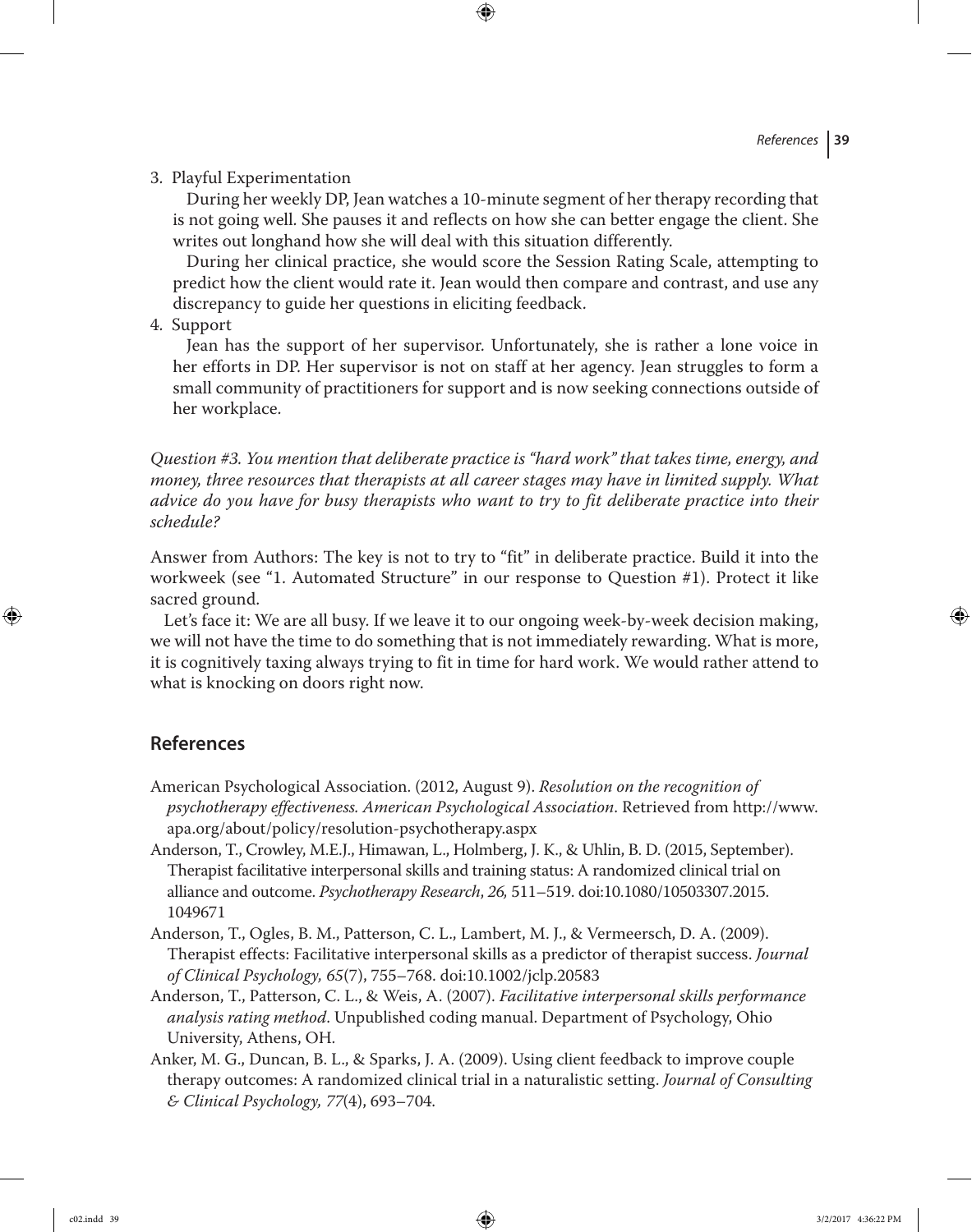3. Playful Experimentation

   During her weekly DP, Jean watches a 10-minute segment of her therapy recording that is not going well. She pauses it and reflects on how she can better engage the client. She writes out longhand how she will deal with this situation differently.

   During her clinical practice, she would score the Session Rating Scale, attempting to predict how the client would rate it. Jean would then compare and contrast, and use any discrepancy to guide her questions in eliciting feedback.

4. Support

   Jean has the support of her supervisor. Unfortunately, she is rather a lone voice in her efforts in DP. Her supervisor is not on staff at her agency. Jean struggles to form a small community of practitioners for support and is now seeking connections outside of her workplace.

*Question #3. You mention that deliberate practice is "hard work" that takes time, energy, and money, three resources that therapists at all career stages may have in limited supply. What advice do you have for busy therapists who want to try to fit deliberate practice into their schedule?*

Answer from Authors: The key is not to try to "fit" in deliberate practice. Build it into the workweek (see "1. Automated Structure" in our response to Question #1). Protect it like sacred ground.

Let's face it: We are all busy. If we leave it to our ongoing week-by-week decision making, we will not have the time to do something that is not immediately rewarding. What is more, it is cognitively taxing always trying to fit in time for hard work. We would rather attend to what is knocking on doors right now.

## References

American Psychological Association. (2012, August 9). *Resolution on the recognition of psychotherapy effectiveness. American Psychological Association*. Retrieved from http://www.apa.org/about/policy/resolution-psychotherapy.aspx

Anderson, T., Crowley, M.E.J., Himawan, L., Holmberg, J. K., & Uhlin, B. D. (2015, September). Therapist facilitative interpersonal skills and training status: A randomized clinical trial on alliance and outcome. *Psychotherapy Research*, *26*, 511–519. doi:10.1080/10503307.2015.1049671

Anderson, T., Ogles, B. M., Patterson, C. L., Lambert, M. J., & Vermeersch, D. A. (2009). Therapist effects: Facilitative interpersonal skills as a predictor of therapist success. *Journal of Clinical Psychology, 65*(7), 755–768. doi:10.1002/jclp.20583

Anderson, T., Patterson, C. L., & Weis, A. (2007). *Facilitative interpersonal skills performance analysis rating method*. Unpublished coding manual. Department of Psychology, Ohio University, Athens, OH.

Anker, M. G., Duncan, B. L., & Sparks, J. A. (2009). Using client feedback to improve couple therapy outcomes: A randomized clinical trial in a naturalistic setting. *Journal of Consulting & Clinical Psychology, 77*(4), 693–704.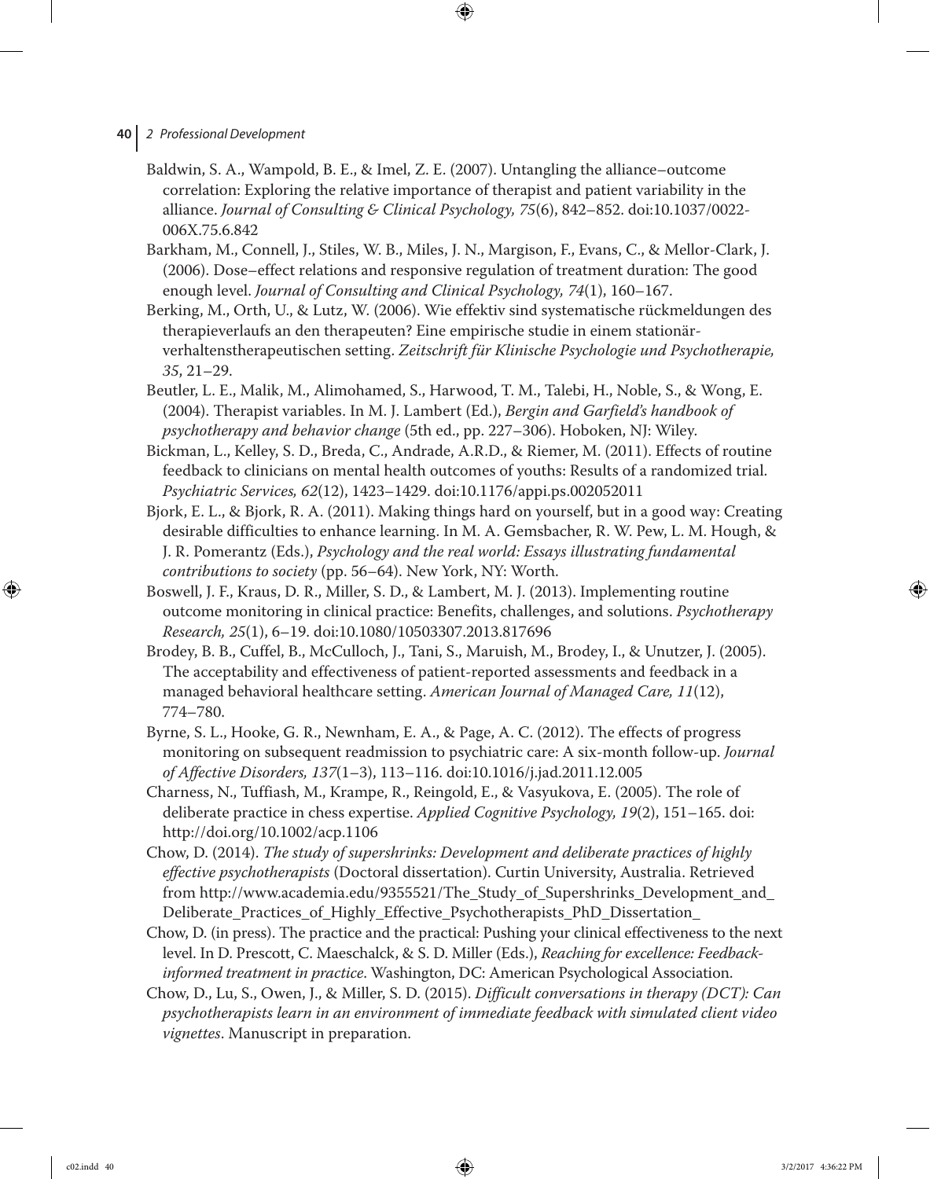Baldwin, S. A., Wampold, B. E., & Imel, Z. E. (2007). Untangling the alliance–outcome correlation: Exploring the relative importance of therapist and patient variability in the alliance. *Journal of Consulting & Clinical Psychology, 75*(6), 842–852. doi:10.1037/0022-006X.75.6.842

Barkham, M., Connell, J., Stiles, W. B., Miles, J. N., Margison, F., Evans, C., & Mellor-Clark, J. (2006). Dose–effect relations and responsive regulation of treatment duration: The good enough level. *Journal of Consulting and Clinical Psychology, 74*(1), 160–167.

Berking, M., Orth, U., & Lutz, W. (2006). Wie effektiv sind systematische rückmeldungen des therapieverlaufs an den therapeuten? Eine empirische studie in einem stationär-verhaltenstherapeutischen setting. *Zeitschrift für Klinische Psychologie und Psychotherapie, 35*, 21–29.

Beutler, L. E., Malik, M., Alimohamed, S., Harwood, T. M., Talebi, H., Noble, S., & Wong, E. (2004). Therapist variables. In M. J. Lambert (Ed.), *Bergin and Garfield's handbook of psychotherapy and behavior change* (5th ed., pp. 227–306). Hoboken, NJ: Wiley.

Bickman, L., Kelley, S. D., Breda, C., Andrade, A.R.D., & Riemer, M. (2011). Effects of routine feedback to clinicians on mental health outcomes of youths: Results of a randomized trial. *Psychiatric Services, 62*(12), 1423–1429. doi:10.1176/appi.ps.002052011

Bjork, E. L., & Bjork, R. A. (2011). Making things hard on yourself, but in a good way: Creating desirable difficulties to enhance learning. In M. A. Gemsbacher, R. W. Pew, L. M. Hough, & J. R. Pomerantz (Eds.), *Psychology and the real world: Essays illustrating fundamental contributions to society* (pp. 56–64). New York, NY: Worth.

Boswell, J. F., Kraus, D. R., Miller, S. D., & Lambert, M. J. (2013). Implementing routine outcome monitoring in clinical practice: Benefits, challenges, and solutions. *Psychotherapy Research, 25*(1), 6–19. doi:10.1080/10503307.2013.817696

Brodey, B. B., Cuffel, B., McCulloch, J., Tani, S., Maruish, M., Brodey, I., & Unutzer, J. (2005). The acceptability and effectiveness of patient-reported assessments and feedback in a managed behavioral healthcare setting. *American Journal of Managed Care, 11*(12), 774–780.

Byrne, S. L., Hooke, G. R., Newnham, E. A., & Page, A. C. (2012). The effects of progress monitoring on subsequent readmission to psychiatric care: A six-month follow-up. *Journal of Affective Disorders, 137*(1–3), 113–116. doi:10.1016/j.jad.2011.12.005

Charness, N., Tuffiash, M., Krampe, R., Reingold, E., & Vasyukova, E. (2005). The role of deliberate practice in chess expertise. *Applied Cognitive Psychology, 19*(2), 151–165. doi: http://doi.org/10.1002/acp.1106

Chow, D. (2014). *The study of supershrinks: Development and deliberate practices of highly effective psychotherapists* (Doctoral dissertation). Curtin University, Australia. Retrieved from http://www.academia.edu/9355521/The_Study_of_Supershrinks_Development_and_Deliberate_Practices_of_Highly_Effective_Psychotherapists_PhD_Dissertation_

Chow, D. (in press). The practice and the practical: Pushing your clinical effectiveness to the next level. In D. Prescott, C. Maeschalck, & S. D. Miller (Eds.), *Reaching for excellence: Feedback-informed treatment in practice*. Washington, DC: American Psychological Association.

Chow, D., Lu, S., Owen, J., & Miller, S. D. (2015). *Difficult conversations in therapy (DCT): Can psychotherapists learn in an environment of immediate feedback with simulated client video vignettes*. Manuscript in preparation.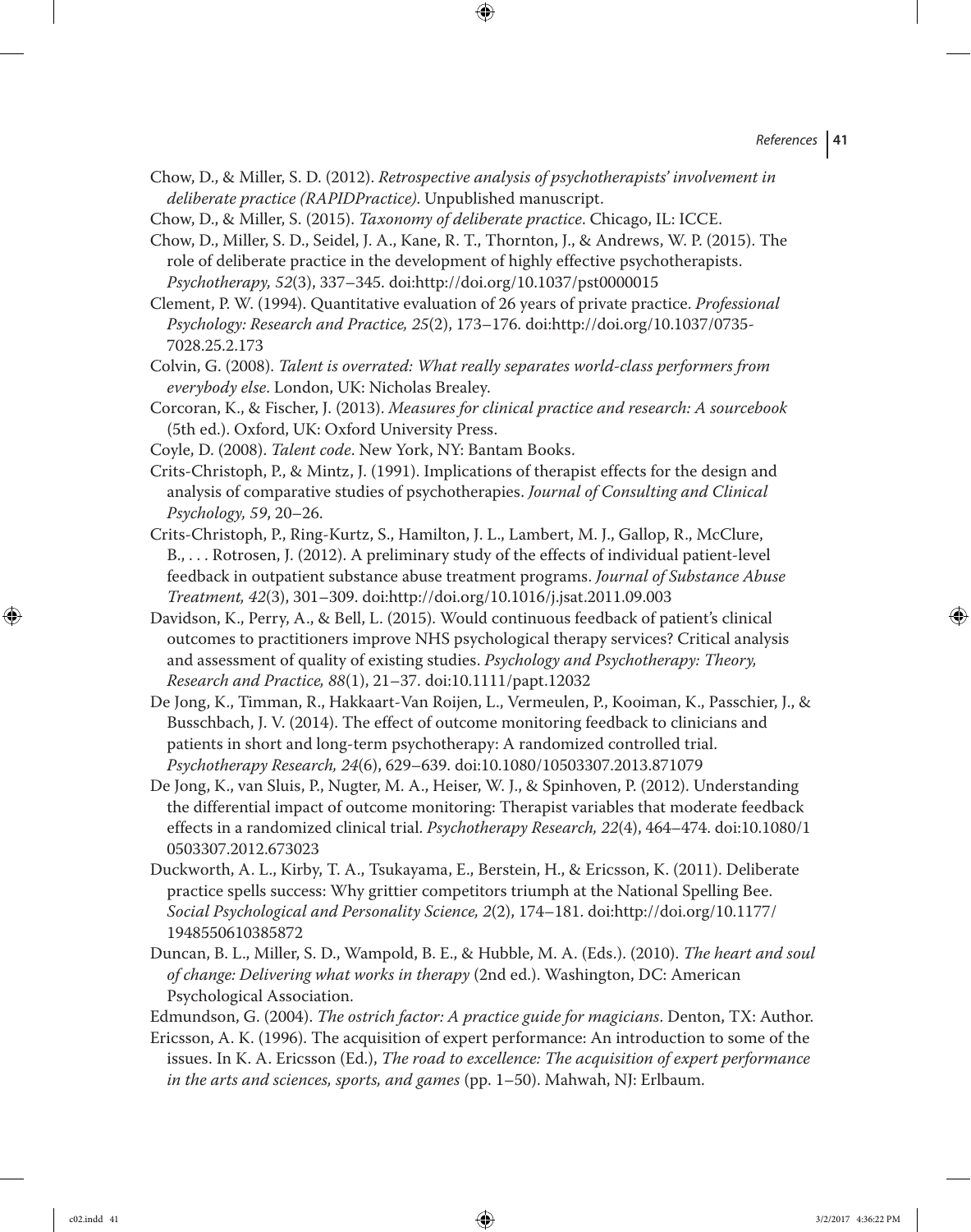Chow, D., & Miller, S. D. (2012). *Retrospective analysis of psychotherapists' involvement in deliberate practice (RAPIDPractice)*. Unpublished manuscript.

Chow, D., & Miller, S. (2015). *Taxonomy of deliberate practice*. Chicago, IL: ICCE.

Chow, D., Miller, S. D., Seidel, J. A., Kane, R. T., Thornton, J., & Andrews, W. P. (2015). The role of deliberate practice in the development of highly effective psychotherapists. *Psychotherapy, 52*(3), 337–345. doi:http://doi.org/10.1037/pst0000015

Clement, P. W. (1994). Quantitative evaluation of 26 years of private practice. *Professional Psychology: Research and Practice, 25*(2), 173–176. doi:http://doi.org/10.1037/0735-7028.25.2.173

Colvin, G. (2008). *Talent is overrated: What really separates world-class performers from everybody else*. London, UK: Nicholas Brealey.

Corcoran, K., & Fischer, J. (2013). *Measures for clinical practice and research: A sourcebook* (5th ed.). Oxford, UK: Oxford University Press.

Coyle, D. (2008). *Talent code*. New York, NY: Bantam Books.

Crits-Christoph, P., & Mintz, J. (1991). Implications of therapist effects for the design and analysis of comparative studies of psychotherapies. *Journal of Consulting and Clinical Psychology, 59*, 20–26.

Crits-Christoph, P., Ring-Kurtz, S., Hamilton, J. L., Lambert, M. J., Gallop, R., McClure, B., . . . Rotrosen, J. (2012). A preliminary study of the effects of individual patient-level feedback in outpatient substance abuse treatment programs. *Journal of Substance Abuse Treatment, 42*(3), 301–309. doi:http://doi.org/10.1016/j.jsat.2011.09.003

Davidson, K., Perry, A., & Bell, L. (2015). Would continuous feedback of patient's clinical outcomes to practitioners improve NHS psychological therapy services? Critical analysis and assessment of quality of existing studies. *Psychology and Psychotherapy: Theory, Research and Practice, 88*(1), 21–37. doi:10.1111/papt.12032

De Jong, K., Timman, R., Hakkaart-Van Roijen, L., Vermeulen, P., Kooiman, K., Passchier, J., & Busschbach, J. V. (2014). The effect of outcome monitoring feedback to clinicians and patients in short and long-term psychotherapy: A randomized controlled trial. *Psychotherapy Research, 24*(6), 629–639. doi:10.1080/10503307.2013.871079

De Jong, K., van Sluis, P., Nugter, M. A., Heiser, W. J., & Spinhoven, P. (2012). Understanding the differential impact of outcome monitoring: Therapist variables that moderate feedback effects in a randomized clinical trial. *Psychotherapy Research, 22*(4), 464–474. doi:10.1080/10503307.2012.673023

Duckworth, A. L., Kirby, T. A., Tsukayama, E., Berstein, H., & Ericsson, K. (2011). Deliberate practice spells success: Why grittier competitors triumph at the National Spelling Bee. *Social Psychological and Personality Science, 2*(2), 174–181. doi:http://doi.org/10.1177/1948550610385872

Duncan, B. L., Miller, S. D., Wampold, B. E., & Hubble, M. A. (Eds.). (2010). *The heart and soul of change: Delivering what works in therapy* (2nd ed.). Washington, DC: American Psychological Association.

Edmundson, G. (2004). *The ostrich factor: A practice guide for magicians*. Denton, TX: Author.

Ericsson, A. K. (1996). The acquisition of expert performance: An introduction to some of the issues. In K. A. Ericsson (Ed.), *The road to excellence: The acquisition of expert performance in the arts and sciences, sports, and games* (pp. 1–50). Mahwah, NJ: Erlbaum.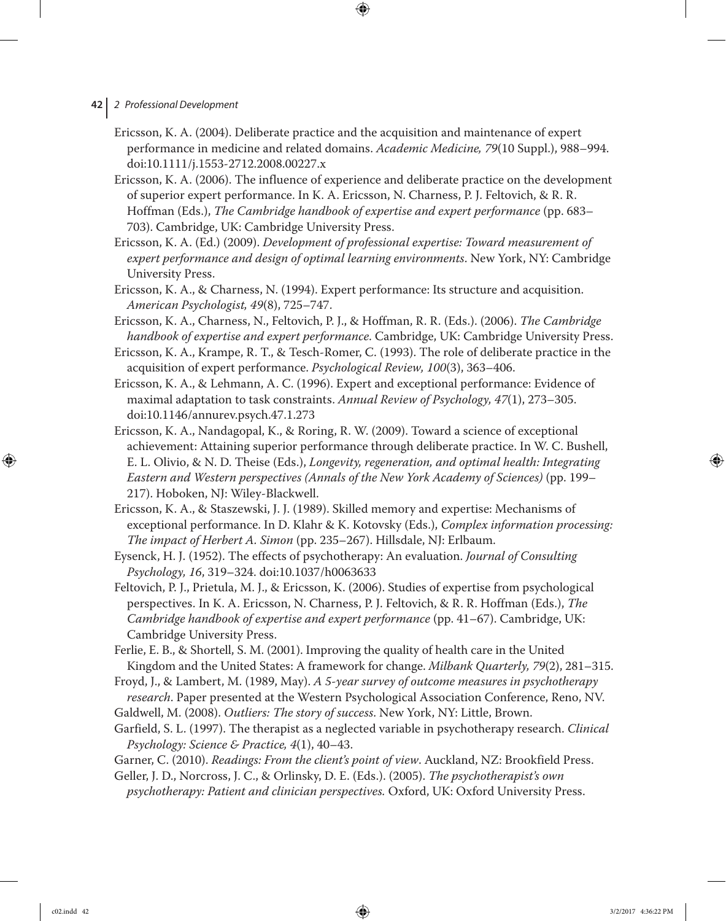Ericsson, K. A. (2004). Deliberate practice and the acquisition and maintenance of expert performance in medicine and related domains. *Academic Medicine, 79*(10 Suppl.), 988–994. doi:10.1111/j.1553-2712.2008.00227.x

Ericsson, K. A. (2006). The influence of experience and deliberate practice on the development of superior expert performance. In K. A. Ericsson, N. Charness, P. J. Feltovich, & R. R. Hoffman (Eds.), *The Cambridge handbook of expertise and expert performance* (pp. 683–703). Cambridge, UK: Cambridge University Press.

Ericsson, K. A. (Ed.) (2009). *Development of professional expertise: Toward measurement of expert performance and design of optimal learning environments*. New York, NY: Cambridge University Press.

Ericsson, K. A., & Charness, N. (1994). Expert performance: Its structure and acquisition. *American Psychologist, 49*(8), 725–747.

Ericsson, K. A., Charness, N., Feltovich, P. J., & Hoffman, R. R. (Eds.). (2006). *The Cambridge handbook of expertise and expert performance*. Cambridge, UK: Cambridge University Press.

Ericsson, K. A., Krampe, R. T., & Tesch-Romer, C. (1993). The role of deliberate practice in the acquisition of expert performance. *Psychological Review, 100*(3), 363–406.

Ericsson, K. A., & Lehmann, A. C. (1996). Expert and exceptional performance: Evidence of maximal adaptation to task constraints. *Annual Review of Psychology, 47*(1), 273–305. doi:10.1146/annurev.psych.47.1.273

Ericsson, K. A., Nandagopal, K., & Roring, R. W. (2009). Toward a science of exceptional achievement: Attaining superior performance through deliberate practice. In W. C. Bushell, E. L. Olivio, & N. D. Theise (Eds.), *Longevity, regeneration, and optimal health: Integrating Eastern and Western perspectives (Annals of the New York Academy of Sciences)* (pp. 199–217). Hoboken, NJ: Wiley-Blackwell.

Ericsson, K. A., & Staszewski, J. J. (1989). Skilled memory and expertise: Mechanisms of exceptional performance. In D. Klahr & K. Kotovsky (Eds.), *Complex information processing: The impact of Herbert A. Simon* (pp. 235–267). Hillsdale, NJ: Erlbaum.

Eysenck, H. J. (1952). The effects of psychotherapy: An evaluation. *Journal of Consulting Psychology, 16*, 319–324. doi:10.1037/h0063633

Feltovich, P. J., Prietula, M. J., & Ericsson, K. (2006). Studies of expertise from psychological perspectives. In K. A. Ericsson, N. Charness, P. J. Feltovich, & R. R. Hoffman (Eds.), *The Cambridge handbook of expertise and expert performance* (pp. 41–67). Cambridge, UK: Cambridge University Press.

Ferlie, E. B., & Shortell, S. M. (2001). Improving the quality of health care in the United Kingdom and the United States: A framework for change. *Milbank Quarterly, 79*(2), 281–315.

Froyd, J., & Lambert, M. (1989, May). *A 5-year survey of outcome measures in psychotherapy research*. Paper presented at the Western Psychological Association Conference, Reno, NV.

Galdwell, M. (2008). *Outliers: The story of success*. New York, NY: Little, Brown.

Garfield, S. L. (1997). The therapist as a neglected variable in psychotherapy research. *Clinical Psychology: Science & Practice, 4*(1), 40–43.

Garner, C. (2010). *Readings: From the client's point of view*. Auckland, NZ: Brookfield Press.

Geller, J. D., Norcross, J. C., & Orlinsky, D. E. (Eds.). (2005). *The psychotherapist's own psychotherapy: Patient and clinician perspectives.* Oxford, UK: Oxford University Press.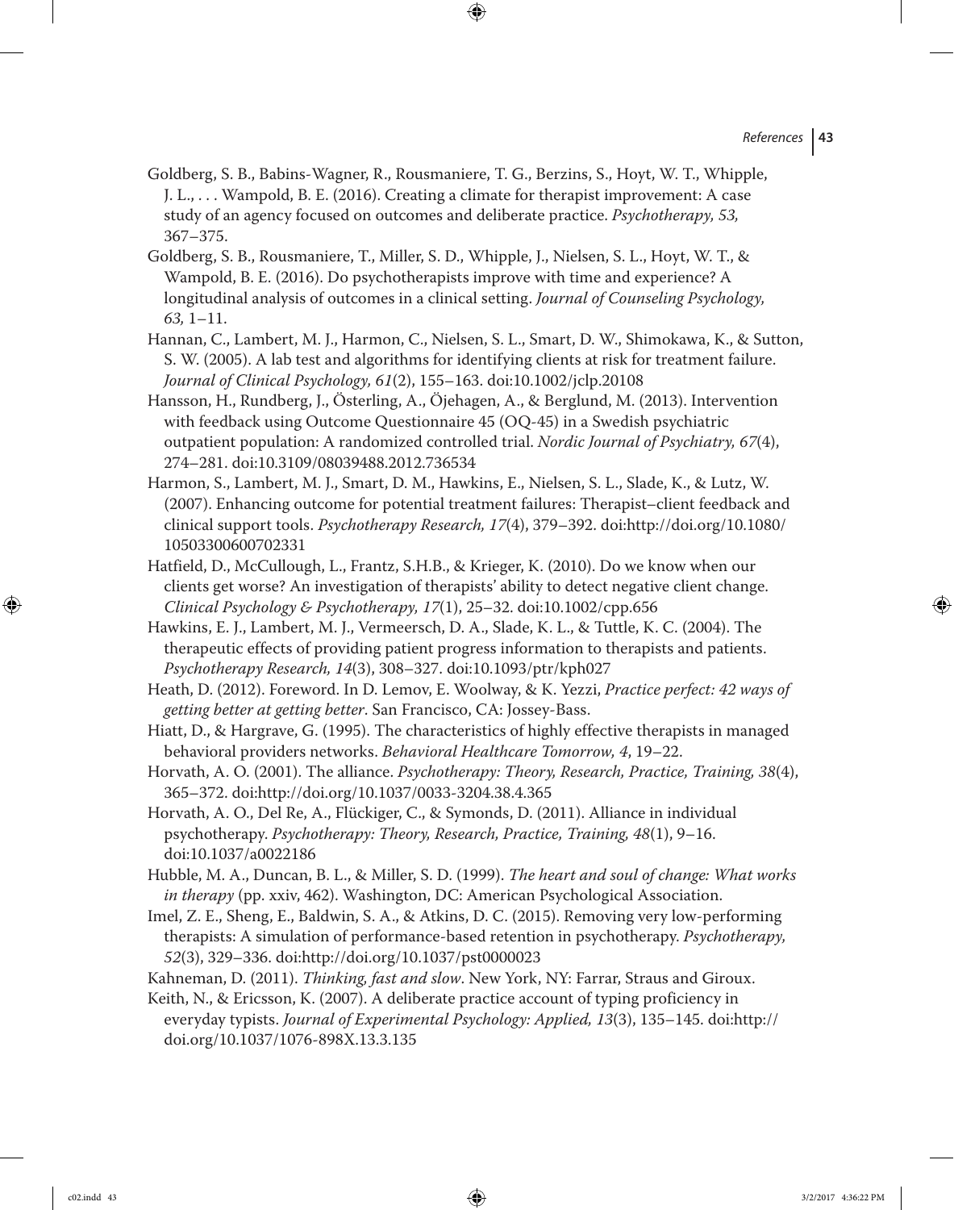Goldberg, S. B., Babins-Wagner, R., Rousmaniere, T. G., Berzins, S., Hoyt, W. T., Whipple, J. L., . . . Wampold, B. E. (2016). Creating a climate for therapist improvement: A case study of an agency focused on outcomes and deliberate practice. *Psychotherapy, 53,* 367–375.

Goldberg, S. B., Rousmaniere, T., Miller, S. D., Whipple, J., Nielsen, S. L., Hoyt, W. T., & Wampold, B. E. (2016). Do psychotherapists improve with time and experience? A longitudinal analysis of outcomes in a clinical setting. *Journal of Counseling Psychology, 63,* 1–11.

Hannan, C., Lambert, M. J., Harmon, C., Nielsen, S. L., Smart, D. W., Shimokawa, K., & Sutton, S. W. (2005). A lab test and algorithms for identifying clients at risk for treatment failure. *Journal of Clinical Psychology, 61*(2), 155–163. doi:10.1002/jclp.20108

Hansson, H., Rundberg, J., Österling, A., Öjehagen, A., & Berglund, M. (2013). Intervention with feedback using Outcome Questionnaire 45 (OQ-45) in a Swedish psychiatric outpatient population: A randomized controlled trial. *Nordic Journal of Psychiatry, 67*(4), 274–281. doi:10.3109/08039488.2012.736534

Harmon, S., Lambert, M. J., Smart, D. M., Hawkins, E., Nielsen, S. L., Slade, K., & Lutz, W. (2007). Enhancing outcome for potential treatment failures: Therapist–client feedback and clinical support tools. *Psychotherapy Research, 17*(4), 379–392. doi:http://doi.org/10.1080/10503300600702331

Hatfield, D., McCullough, L., Frantz, S.H.B., & Krieger, K. (2010). Do we know when our clients get worse? An investigation of therapists' ability to detect negative client change. *Clinical Psychology & Psychotherapy, 17*(1), 25–32. doi:10.1002/cpp.656

Hawkins, E. J., Lambert, M. J., Vermeersch, D. A., Slade, K. L., & Tuttle, K. C. (2004). The therapeutic effects of providing patient progress information to therapists and patients. *Psychotherapy Research, 14*(3), 308–327. doi:10.1093/ptr/kph027

Heath, D. (2012). Foreword. In D. Lemov, E. Woolway, & K. Yezzi, *Practice perfect: 42 ways of getting better at getting better*. San Francisco, CA: Jossey-Bass.

Hiatt, D., & Hargrave, G. (1995). The characteristics of highly effective therapists in managed behavioral providers networks. *Behavioral Healthcare Tomorrow, 4*, 19–22.

Horvath, A. O. (2001). The alliance. *Psychotherapy: Theory, Research, Practice, Training, 38*(4), 365–372. doi:http://doi.org/10.1037/0033-3204.38.4.365

Horvath, A. O., Del Re, A., Flückiger, C., & Symonds, D. (2011). Alliance in individual psychotherapy. *Psychotherapy: Theory, Research, Practice, Training, 48*(1), 9–16. doi:10.1037/a0022186

Hubble, M. A., Duncan, B. L., & Miller, S. D. (1999). *The heart and soul of change: What works in therapy* (pp. xxiv, 462). Washington, DC: American Psychological Association.

Imel, Z. E., Sheng, E., Baldwin, S. A., & Atkins, D. C. (2015). Removing very low-performing therapists: A simulation of performance-based retention in psychotherapy. *Psychotherapy, 52*(3), 329–336. doi:http://doi.org/10.1037/pst0000023

Kahneman, D. (2011). *Thinking, fast and slow*. New York, NY: Farrar, Straus and Giroux.

Keith, N., & Ericsson, K. (2007). A deliberate practice account of typing proficiency in everyday typists. *Journal of Experimental Psychology: Applied, 13*(3), 135–145. doi:http://doi.org/10.1037/1076-898X.13.3.135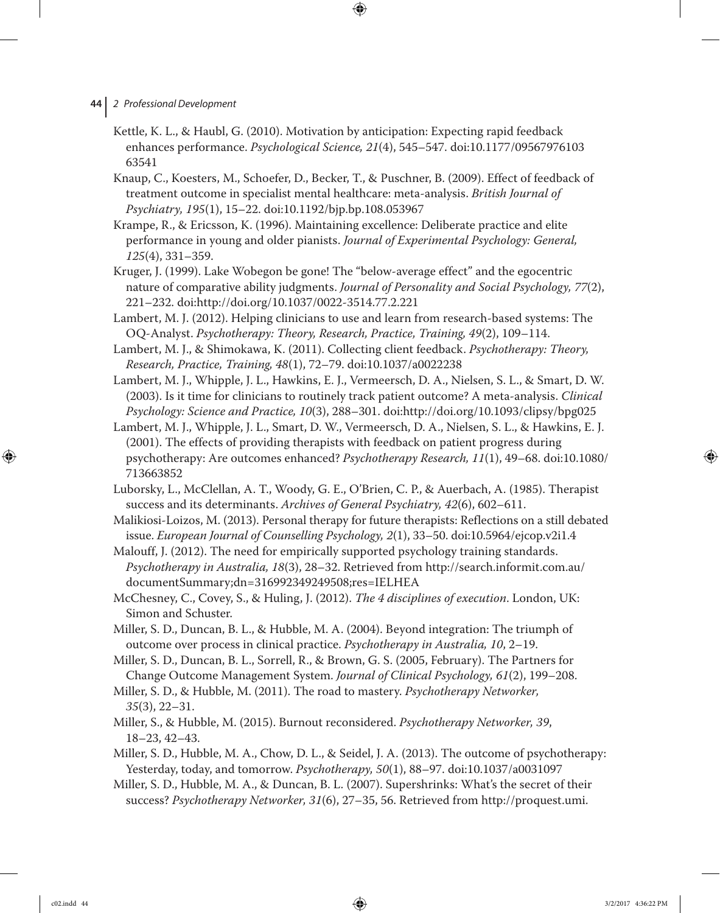Kettle, K. L., & Haubl, G. (2010). Motivation by anticipation: Expecting rapid feedback enhances performance. *Psychological Science, 21*(4), 545–547. doi:10.1177/0956797610363541

Knaup, C., Koesters, M., Schoefer, D., Becker, T., & Puschner, B. (2009). Effect of feedback of treatment outcome in specialist mental healthcare: meta-analysis. *British Journal of Psychiatry, 195*(1), 15–22. doi:10.1192/bjp.bp.108.053967

Krampe, R., & Ericsson, K. (1996). Maintaining excellence: Deliberate practice and elite performance in young and older pianists. *Journal of Experimental Psychology: General, 125*(4), 331–359.

Kruger, J. (1999). Lake Wobegon be gone! The "below-average effect" and the egocentric nature of comparative ability judgments. *Journal of Personality and Social Psychology, 77*(2), 221–232. doi:http://doi.org/10.1037/0022-3514.77.2.221

Lambert, M. J. (2012). Helping clinicians to use and learn from research-based systems: The OQ-Analyst. *Psychotherapy: Theory, Research, Practice, Training, 49*(2), 109–114.

Lambert, M. J., & Shimokawa, K. (2011). Collecting client feedback. *Psychotherapy: Theory, Research, Practice, Training, 48*(1), 72–79. doi:10.1037/a0022238

Lambert, M. J., Whipple, J. L., Hawkins, E. J., Vermeersch, D. A., Nielsen, S. L., & Smart, D. W. (2003). Is it time for clinicians to routinely track patient outcome? A meta-analysis. *Clinical Psychology: Science and Practice, 10*(3), 288–301. doi:http://doi.org/10.1093/clipsy/bpg025

Lambert, M. J., Whipple, J. L., Smart, D. W., Vermeersch, D. A., Nielsen, S. L., & Hawkins, E. J. (2001). The effects of providing therapists with feedback on patient progress during psychotherapy: Are outcomes enhanced? *Psychotherapy Research, 11*(1), 49–68. doi:10.1080/713663852

Luborsky, L., McClellan, A. T., Woody, G. E., O'Brien, C. P., & Auerbach, A. (1985). Therapist success and its determinants. *Archives of General Psychiatry, 42*(6), 602–611.

Malikiosi-Loizos, M. (2013). Personal therapy for future therapists: Reflections on a still debated issue. *European Journal of Counselling Psychology, 2*(1), 33–50. doi:10.5964/ejcop.v2i1.4

Malouff, J. (2012). The need for empirically supported psychology training standards. *Psychotherapy in Australia, 18*(3), 28–32. Retrieved from http://search.informit.com.au/documentSummary;dn=316992349249508;res=IELHEA

McChesney, C., Covey, S., & Huling, J. (2012). *The 4 disciplines of execution*. London, UK: Simon and Schuster.

Miller, S. D., Duncan, B. L., & Hubble, M. A. (2004). Beyond integration: The triumph of outcome over process in clinical practice. *Psychotherapy in Australia, 10*, 2–19.

Miller, S. D., Duncan, B. L., Sorrell, R., & Brown, G. S. (2005, February). The Partners for Change Outcome Management System. *Journal of Clinical Psychology, 61*(2), 199–208.

Miller, S. D., & Hubble, M. (2011). The road to mastery. *Psychotherapy Networker, 35*(3), 22–31.

Miller, S., & Hubble, M. (2015). Burnout reconsidered. *Psychotherapy Networker, 39*, 18–23, 42–43.

Miller, S. D., Hubble, M. A., Chow, D. L., & Seidel, J. A. (2013). The outcome of psychotherapy: Yesterday, today, and tomorrow. *Psychotherapy, 50*(1), 88–97. doi:10.1037/a0031097

Miller, S. D., Hubble, M. A., & Duncan, B. L. (2007). Supershrinks: What's the secret of their success? *Psychotherapy Networker, 31*(6), 27–35, 56. Retrieved from http://proquest.umi.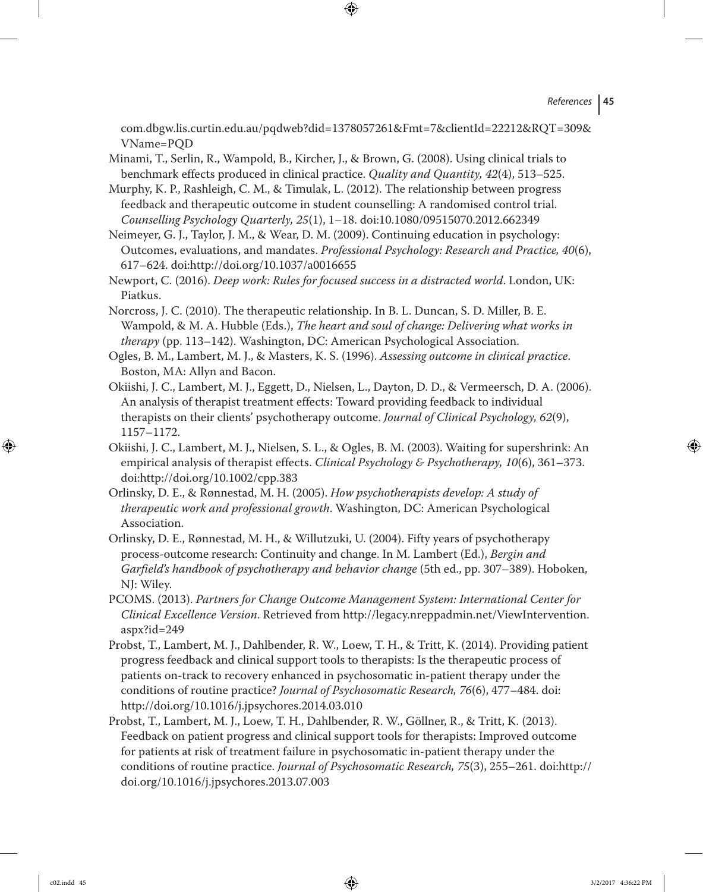com.dbgw.lis.curtin.edu.au/pqdweb?did=1378057261&Fmt=7&clientId=22212&RQT=309&VName=PQD

Minami, T., Serlin, R., Wampold, B., Kircher, J., & Brown, G. (2008). Using clinical trials to benchmark effects produced in clinical practice. *Quality and Quantity, 42*(4), 513–525.

Murphy, K. P., Rashleigh, C. M., & Timulak, L. (2012). The relationship between progress feedback and therapeutic outcome in student counselling: A randomised control trial. *Counselling Psychology Quarterly, 25*(1), 1–18. doi:10.1080/09515070.2012.662349

Neimeyer, G. J., Taylor, J. M., & Wear, D. M. (2009). Continuing education in psychology: Outcomes, evaluations, and mandates. *Professional Psychology: Research and Practice, 40*(6), 617–624. doi:http://doi.org/10.1037/a0016655

Newport, C. (2016). *Deep work: Rules for focused success in a distracted world*. London, UK: Piatkus.

Norcross, J. C. (2010). The therapeutic relationship. In B. L. Duncan, S. D. Miller, B. E. Wampold, & M. A. Hubble (Eds.), *The heart and soul of change: Delivering what works in therapy* (pp. 113–142). Washington, DC: American Psychological Association.

Ogles, B. M., Lambert, M. J., & Masters, K. S. (1996). *Assessing outcome in clinical practice*. Boston, MA: Allyn and Bacon.

Okiishi, J. C., Lambert, M. J., Eggett, D., Nielsen, L., Dayton, D. D., & Vermeersch, D. A. (2006). An analysis of therapist treatment effects: Toward providing feedback to individual therapists on their clients' psychotherapy outcome. *Journal of Clinical Psychology, 62*(9), 1157–1172.

Okiishi, J. C., Lambert, M. J., Nielsen, S. L., & Ogles, B. M. (2003). Waiting for supershrink: An empirical analysis of therapist effects. *Clinical Psychology & Psychotherapy, 10*(6), 361–373. doi:http://doi.org/10.1002/cpp.383

Orlinsky, D. E., & Rønnestad, M. H. (2005). *How psychotherapists develop: A study of therapeutic work and professional growth*. Washington, DC: American Psychological Association.

Orlinsky, D. E., Rønnestad, M. H., & Willutzuki, U. (2004). Fifty years of psychotherapy process-outcome research: Continuity and change. In M. Lambert (Ed.), *Bergin and Garfield's handbook of psychotherapy and behavior change* (5th ed., pp. 307–389). Hoboken, NJ: Wiley.

PCOMS. (2013). *Partners for Change Outcome Management System: International Center for Clinical Excellence Version*. Retrieved from http://legacy.nreppadmin.net/ViewIntervention.aspx?id=249

Probst, T., Lambert, M. J., Dahlbender, R. W., Loew, T. H., & Tritt, K. (2014). Providing patient progress feedback and clinical support tools to therapists: Is the therapeutic process of patients on-track to recovery enhanced in psychosomatic in-patient therapy under the conditions of routine practice? *Journal of Psychosomatic Research, 76*(6), 477–484. doi: http://doi.org/10.1016/j.jpsychores.2014.03.010

Probst, T., Lambert, M. J., Loew, T. H., Dahlbender, R. W., Göllner, R., & Tritt, K. (2013). Feedback on patient progress and clinical support tools for therapists: Improved outcome for patients at risk of treatment failure in psychosomatic in-patient therapy under the conditions of routine practice. *Journal of Psychosomatic Research, 75*(3), 255–261. doi:http://doi.org/10.1016/j.jpsychores.2013.07.003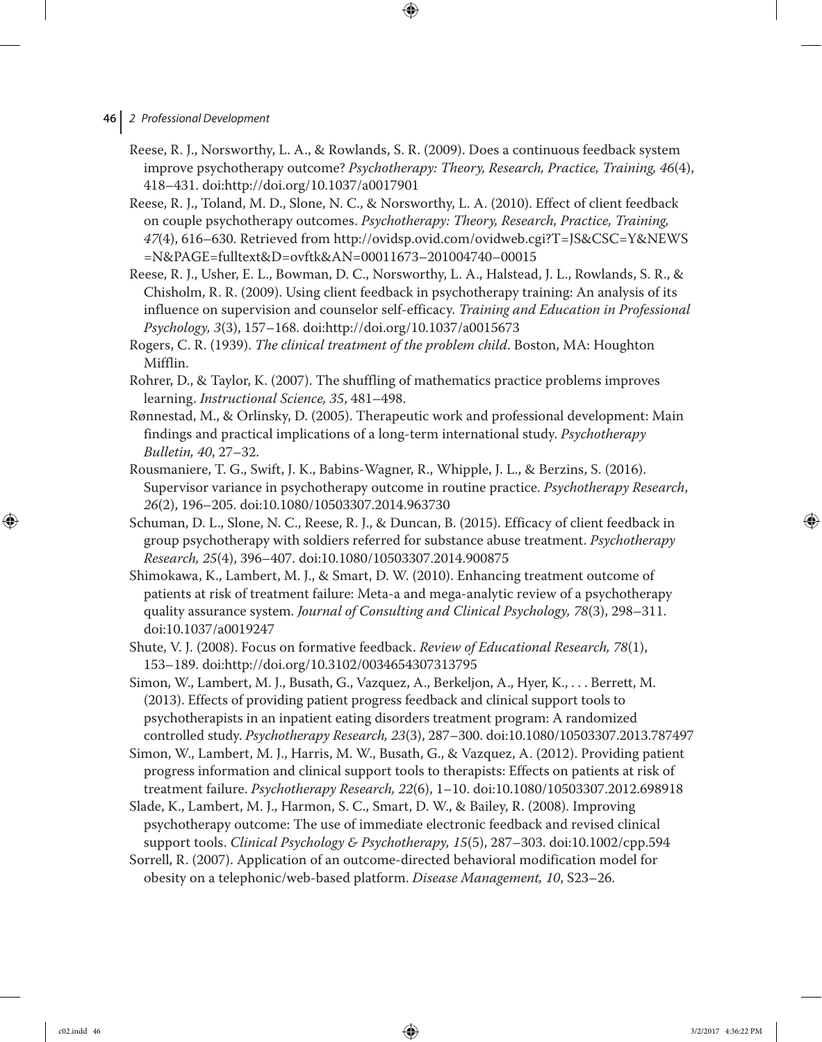Reese, R. J., Norsworthy, L. A., & Rowlands, S. R. (2009). Does a continuous feedback system improve psychotherapy outcome? *Psychotherapy: Theory, Research, Practice, Training, 46*(4), 418–431. doi:http://doi.org/10.1037/a0017901

Reese, R. J., Toland, M. D., Slone, N. C., & Norsworthy, L. A. (2010). Effect of client feedback on couple psychotherapy outcomes. *Psychotherapy: Theory, Research, Practice, Training, 47*(4), 616–630. Retrieved from http://ovidsp.ovid.com/ovidweb.cgi?T=JS&CSC=Y&NEWS=N&PAGE=fulltext&D=ovftk&AN=00011673–201004740–00015

Reese, R. J., Usher, E. L., Bowman, D. C., Norsworthy, L. A., Halstead, J. L., Rowlands, S. R., & Chisholm, R. R. (2009). Using client feedback in psychotherapy training: An analysis of its influence on supervision and counselor self-efficacy. *Training and Education in Professional Psychology, 3*(3), 157–168. doi:http://doi.org/10.1037/a0015673

Rogers, C. R. (1939). *The clinical treatment of the problem child*. Boston, MA: Houghton Mifflin.

Rohrer, D., & Taylor, K. (2007). The shuffling of mathematics practice problems improves learning. *Instructional Science, 35*, 481–498.

Rønnestad, M., & Orlinsky, D. (2005). Therapeutic work and professional development: Main findings and practical implications of a long-term international study. *Psychotherapy Bulletin, 40*, 27–32.

Rousmaniere, T. G., Swift, J. K., Babins-Wagner, R., Whipple, J. L., & Berzins, S. (2016). Supervisor variance in psychotherapy outcome in routine practice. *Psychotherapy Research*, *26*(2), 196–205. doi:10.1080/10503307.2014.963730

Schuman, D. L., Slone, N. C., Reese, R. J., & Duncan, B. (2015). Efficacy of client feedback in group psychotherapy with soldiers referred for substance abuse treatment. *Psychotherapy Research, 25*(4), 396–407. doi:10.1080/10503307.2014.900875

Shimokawa, K., Lambert, M. J., & Smart, D. W. (2010). Enhancing treatment outcome of patients at risk of treatment failure: Meta-a and mega-analytic review of a psychotherapy quality assurance system. *Journal of Consulting and Clinical Psychology, 78*(3), 298–311. doi:10.1037/a0019247

Shute, V. J. (2008). Focus on formative feedback. *Review of Educational Research, 78*(1), 153–189. doi:http://doi.org/10.3102/0034654307313795

Simon, W., Lambert, M. J., Busath, G., Vazquez, A., Berkeljon, A., Hyer, K., . . . Berrett, M. (2013). Effects of providing patient progress feedback and clinical support tools to psychotherapists in an inpatient eating disorders treatment program: A randomized controlled study. *Psychotherapy Research, 23*(3), 287–300. doi:10.1080/10503307.2013.787497

Simon, W., Lambert, M. J., Harris, M. W., Busath, G., & Vazquez, A. (2012). Providing patient progress information and clinical support tools to therapists: Effects on patients at risk of treatment failure. *Psychotherapy Research, 22*(6), 1–10. doi:10.1080/10503307.2012.698918

Slade, K., Lambert, M. J., Harmon, S. C., Smart, D. W., & Bailey, R. (2008). Improving psychotherapy outcome: The use of immediate electronic feedback and revised clinical support tools. *Clinical Psychology & Psychotherapy, 15*(5), 287–303. doi:10.1002/cpp.594

Sorrell, R. (2007). Application of an outcome-directed behavioral modification model for obesity on a telephonic/web-based platform. *Disease Management, 10*, S23–26.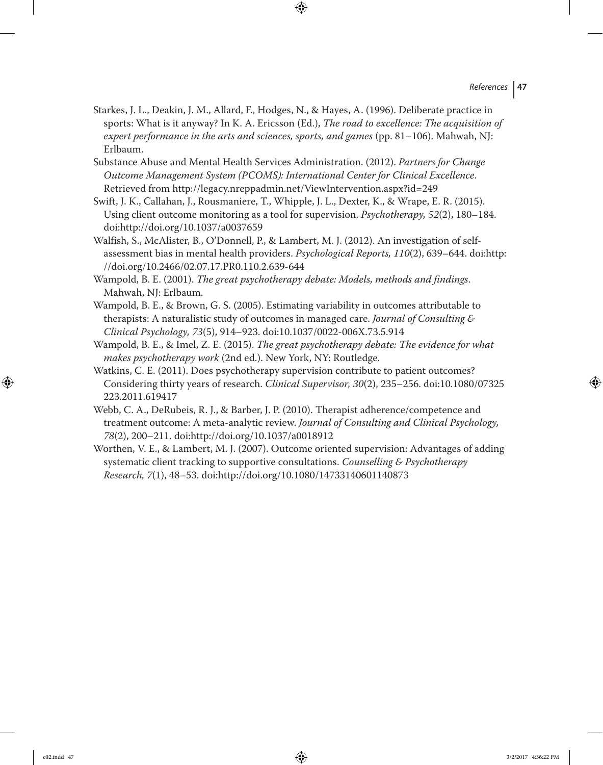Starkes, J. L., Deakin, J. M., Allard, F., Hodges, N., & Hayes, A. (1996). Deliberate practice in sports: What is it anyway? In K. A. Ericsson (Ed.), *The road to excellence: The acquisition of expert performance in the arts and sciences, sports, and games* (pp. 81–106). Mahwah, NJ: Erlbaum.

Substance Abuse and Mental Health Services Administration. (2012). *Partners for Change Outcome Management System (PCOMS): International Center for Clinical Excellence*. Retrieved from http://legacy.nreppadmin.net/ViewIntervention.aspx?id=249

Swift, J. K., Callahan, J., Rousmaniere, T., Whipple, J. L., Dexter, K., & Wrape, E. R. (2015). Using client outcome monitoring as a tool for supervision. *Psychotherapy, 52*(2), 180–184. doi:http://doi.org/10.1037/a0037659

Walfish, S., McAlister, B., O'Donnell, P., & Lambert, M. J. (2012). An investigation of self-assessment bias in mental health providers. *Psychological Reports, 110*(2), 639–644. doi:http://doi.org/10.2466/02.07.17.PR0.110.2.639-644

Wampold, B. E. (2001). *The great psychotherapy debate: Models, methods and findings*. Mahwah, NJ: Erlbaum.

Wampold, B. E., & Brown, G. S. (2005). Estimating variability in outcomes attributable to therapists: A naturalistic study of outcomes in managed care. *Journal of Consulting & Clinical Psychology, 73*(5), 914–923. doi:10.1037/0022-006X.73.5.914

Wampold, B. E., & Imel, Z. E. (2015). *The great psychotherapy debate: The evidence for what makes psychotherapy work* (2nd ed.). New York, NY: Routledge.

Watkins, C. E. (2011). Does psychotherapy supervision contribute to patient outcomes? Considering thirty years of research. *Clinical Supervisor, 30*(2), 235–256. doi:10.1080/07325223.2011.619417

Webb, C. A., DeRubeis, R. J., & Barber, J. P. (2010). Therapist adherence/competence and treatment outcome: A meta-analytic review. *Journal of Consulting and Clinical Psychology, 78*(2), 200–211. doi:http://doi.org/10.1037/a0018912

Worthen, V. E., & Lambert, M. J. (2007). Outcome oriented supervision: Advantages of adding systematic client tracking to supportive consultations. *Counselling & Psychotherapy Research, 7*(1), 48–53. doi:http://doi.org/10.1080/14733140601140873